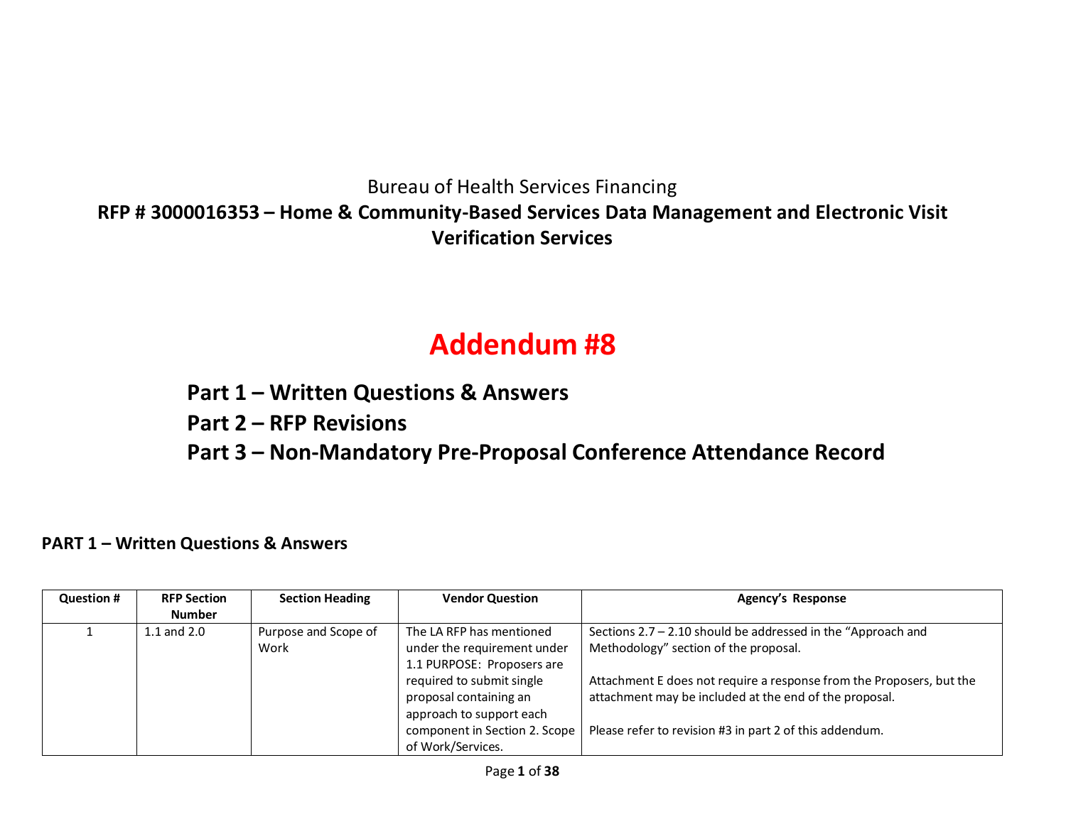Bureau of Health Services Financing

**RFP # 3000016353 – Home & Community-Based Services Data Management and Electronic Visit Verification Services**

# Addendum #8

## Part 1 – Written Questions & Answers
## Part 2 – RFP Revisions
## Part 3 – Non-Mandatory Pre-Proposal Conference Attendance Record

## PART 1 – Written Questions & Answers

| Question # | RFP Section Number | Section Heading | Vendor Question | Agency's Response |
|---|---|---|---|---|
| 1 | 1.1 and 2.0 | Purpose and Scope of Work | The LA RFP has mentioned under the requirement under 1.1 PURPOSE: Proposers are required to submit single proposal containing an approach to support each component in Section 2. Scope of Work/Services. | Sections 2.7 – 2.10 should be addressed in the "Approach and Methodology" section of the proposal.<br><br>Attachment E does not require a response from the Proposers, but the attachment may be included at the end of the proposal.<br><br>Please refer to revision #3 in part 2 of this addendum. |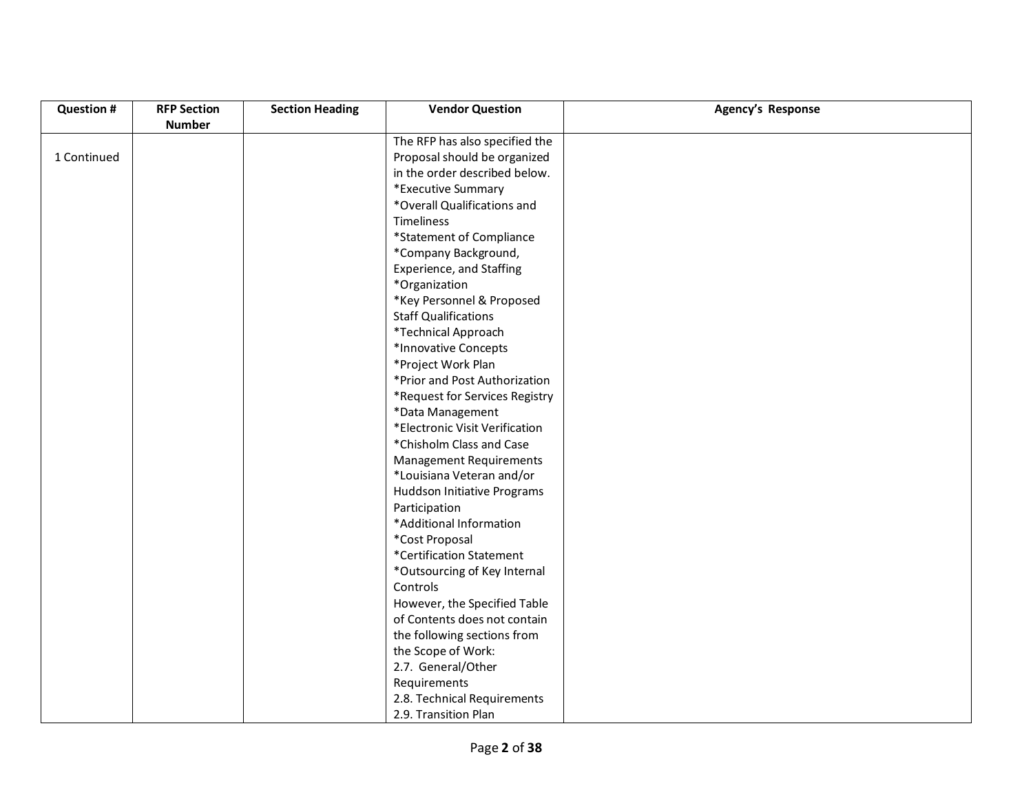| Question # | RFP Section Number | Section Heading | Vendor Question | Agency's Response |
|---|---|---|---|---|
| 1 Continued | | | The RFP has also specified the Proposal should be organized in the order described below.<br>*Executive Summary<br>*Overall Qualifications and Timeliness<br>*Statement of Compliance<br>*Company Background, Experience, and Staffing<br>*Organization<br>*Key Personnel & Proposed Staff Qualifications<br>*Technical Approach<br>*Innovative Concepts<br>*Project Work Plan<br>*Prior and Post Authorization<br>*Request for Services Registry<br>*Data Management<br>*Electronic Visit Verification<br>*Chisholm Class and Case Management Requirements<br>*Louisiana Veteran and/or Huddson Initiative Programs Participation<br>*Additional Information<br>*Cost Proposal<br>*Certification Statement<br>*Outsourcing of Key Internal Controls<br>However, the Specified Table of Contents does not contain the following sections from the Scope of Work:<br>2.7. General/Other Requirements<br>2.8. Technical Requirements<br>2.9. Transition Plan | |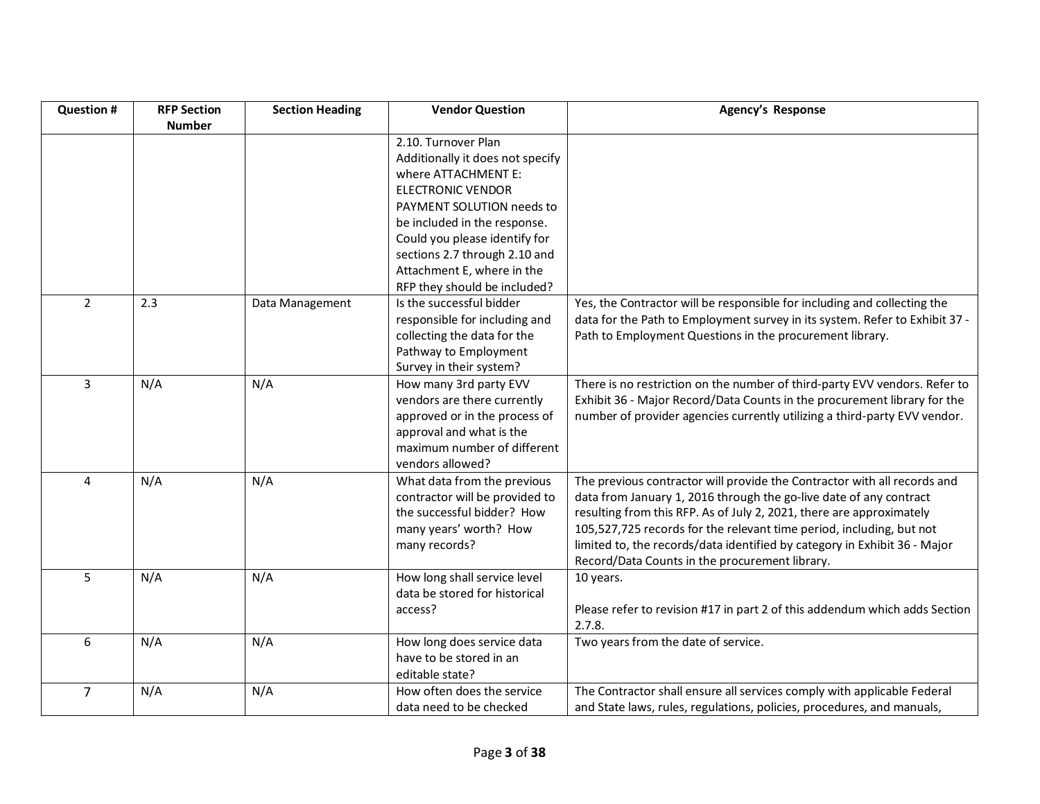| Question # | RFP Section Number | Section Heading | Vendor Question | Agency's Response |
|---|---|---|---|---|
| | | | 2.10. Turnover Plan Additionally it does not specify where ATTACHMENT E: ELECTRONIC VENDOR PAYMENT SOLUTION needs to be included in the response. Could you please identify for sections 2.7 through 2.10 and Attachment E, where in the RFP they should be included? | |
| 2 | 2.3 | Data Management | Is the successful bidder responsible for including and collecting the data for the Pathway to Employment Survey in their system? | Yes, the Contractor will be responsible for including and collecting the data for the Path to Employment survey in its system. Refer to Exhibit 37 - Path to Employment Questions in the procurement library. |
| 3 | N/A | N/A | How many 3rd party EVV vendors are there currently approved or in the process of approval and what is the maximum number of different vendors allowed? | There is no restriction on the number of third-party EVV vendors. Refer to Exhibit 36 - Major Record/Data Counts in the procurement library for the number of provider agencies currently utilizing a third-party EVV vendor. |
| 4 | N/A | N/A | What data from the previous contractor will be provided to the successful bidder? How many years' worth? How many records? | The previous contractor will provide the Contractor with all records and data from January 1, 2016 through the go-live date of any contract resulting from this RFP. As of July 2, 2021, there are approximately 105,527,725 records for the relevant time period, including, but not limited to, the records/data identified by category in Exhibit 36 - Major Record/Data Counts in the procurement library. |
| 5 | N/A | N/A | How long shall service level data be stored for historical access? | 10 years.<br><br>Please refer to revision #17 in part 2 of this addendum which adds Section 2.7.8. |
| 6 | N/A | N/A | How long does service data have to be stored in an editable state? | Two years from the date of service. |
| 7 | N/A | N/A | How often does the service data need to be checked | The Contractor shall ensure all services comply with applicable Federal and State laws, rules, regulations, policies, procedures, and manuals, |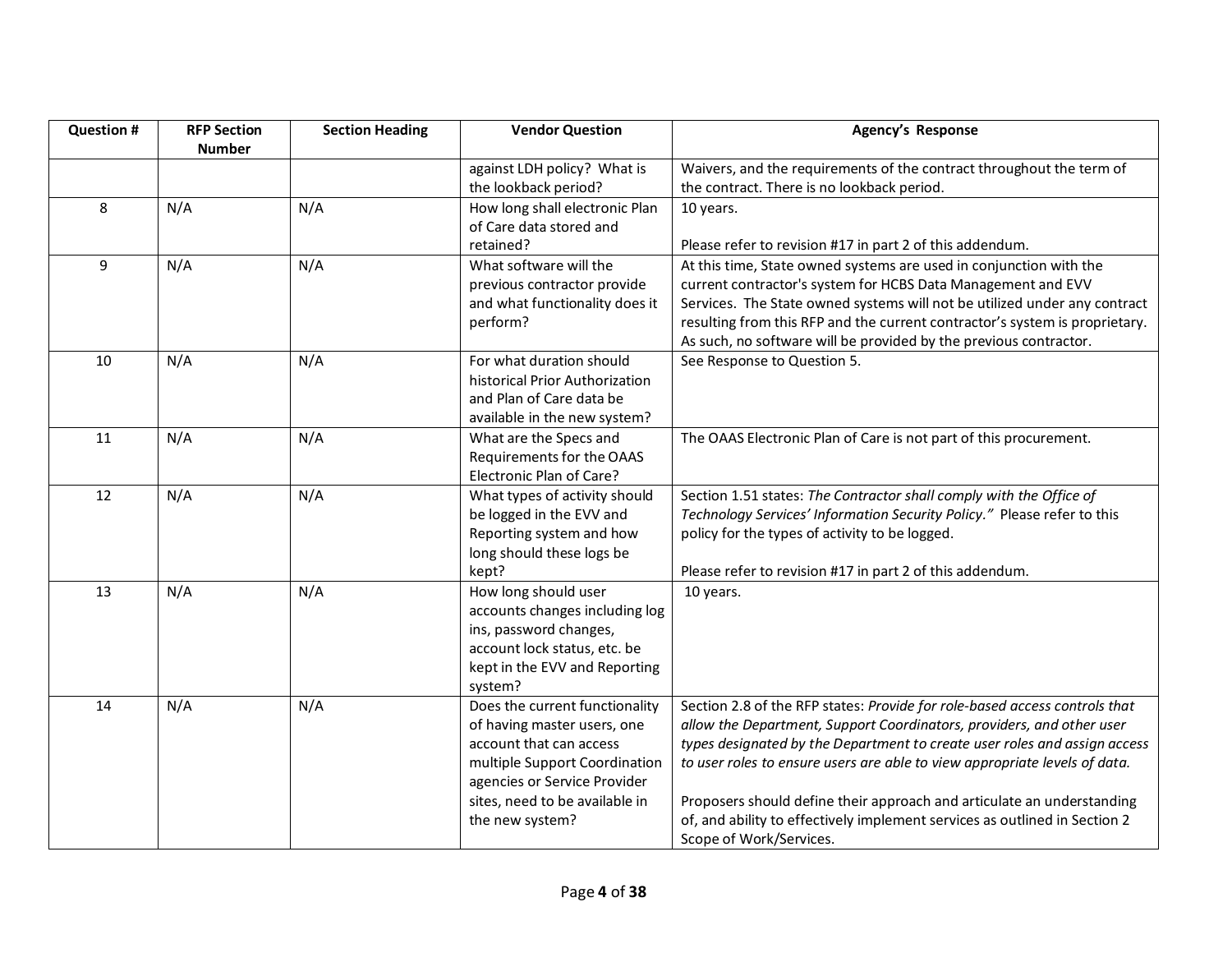| Question # | RFP Section Number | Section Heading | Vendor Question | Agency's Response |
| --- | --- | --- | --- | --- |
| | | | against LDH policy? What is the lookback period? | Waivers, and the requirements of the contract throughout the term of the contract. There is no lookback period. |
| 8 | N/A | N/A | How long shall electronic Plan of Care data stored and retained? | 10 years.<br><br>Please refer to revision #17 in part 2 of this addendum. |
| 9 | N/A | N/A | What software will the previous contractor provide and what functionality does it perform? | At this time, State owned systems are used in conjunction with the current contractor's system for HCBS Data Management and EVV Services. The State owned systems will not be utilized under any contract resulting from this RFP and the current contractor's system is proprietary. As such, no software will be provided by the previous contractor. |
| 10 | N/A | N/A | For what duration should historical Prior Authorization and Plan of Care data be available in the new system? | See Response to Question 5. |
| 11 | N/A | N/A | What are the Specs and Requirements for the OAAS Electronic Plan of Care? | The OAAS Electronic Plan of Care is not part of this procurement. |
| 12 | N/A | N/A | What types of activity should be logged in the EVV and Reporting system and how long should these logs be kept? | Section 1.51 states: *The Contractor shall comply with the Office of Technology Services' Information Security Policy."* Please refer to this policy for the types of activity to be logged.<br><br>Please refer to revision #17 in part 2 of this addendum. |
| 13 | N/A | N/A | How long should user accounts changes including log ins, password changes, account lock status, etc. be kept in the EVV and Reporting system? | 10 years. |
| 14 | N/A | N/A | Does the current functionality of having master users, one account that can access multiple Support Coordination agencies or Service Provider sites, need to be available in the new system? | Section 2.8 of the RFP states: *Provide for role-based access controls that allow the Department, Support Coordinators, providers, and other user types designated by the Department to create user roles and assign access to user roles to ensure users are able to view appropriate levels of data.*<br><br>Proposers should define their approach and articulate an understanding of, and ability to effectively implement services as outlined in Section 2 Scope of Work/Services. |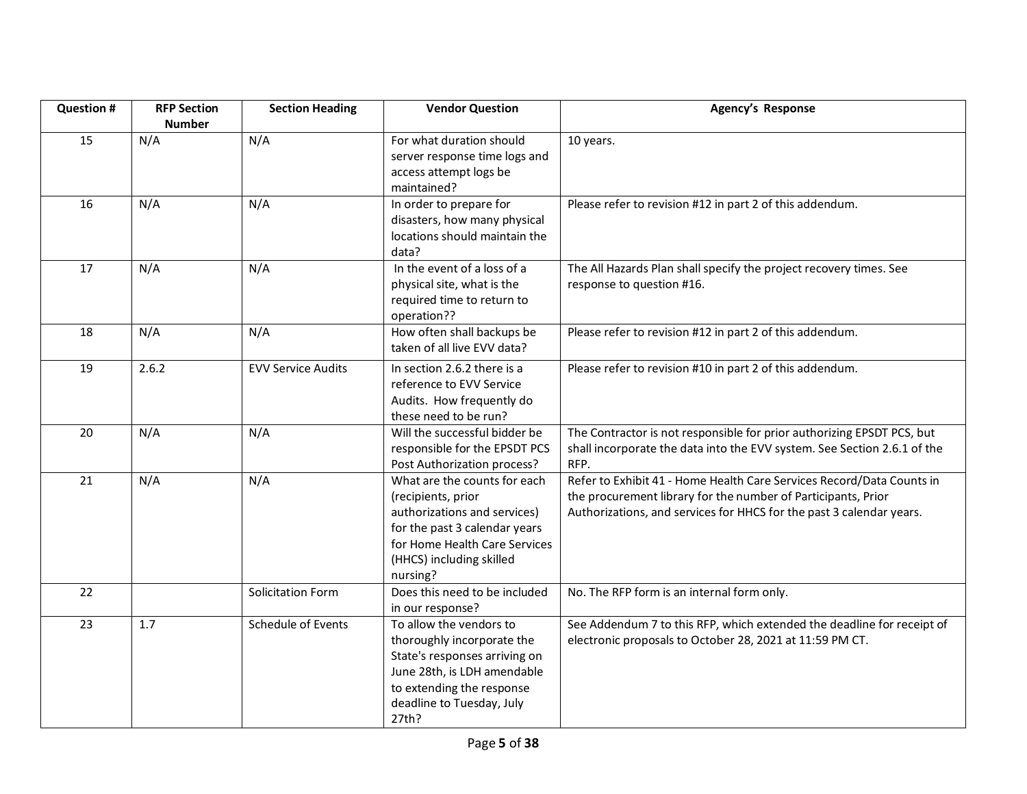| Question # | RFP Section Number | Section Heading | Vendor Question | Agency's Response |
|---|---|---|---|---|
| 15 | N/A | N/A | For what duration should server response time logs and access attempt logs be maintained? | 10 years. |
| 16 | N/A | N/A | In order to prepare for disasters, how many physical locations should maintain the data? | Please refer to revision #12 in part 2 of this addendum. |
| 17 | N/A | N/A | In the event of a loss of a physical site, what is the required time to return to operation?? | The All Hazards Plan shall specify the project recovery times. See response to question #16. |
| 18 | N/A | N/A | How often shall backups be taken of all live EVV data? | Please refer to revision #12 in part 2 of this addendum. |
| 19 | 2.6.2 | EVV Service Audits | In section 2.6.2 there is a reference to EVV Service Audits. How frequently do these need to be run? | Please refer to revision #10 in part 2 of this addendum. |
| 20 | N/A | N/A | Will the successful bidder be responsible for the EPSDT PCS Post Authorization process? | The Contractor is not responsible for prior authorizing EPSDT PCS, but shall incorporate the data into the EVV system. See Section 2.6.1 of the RFP. |
| 21 | N/A | N/A | What are the counts for each (recipients, prior authorizations and services) for the past 3 calendar years for Home Health Care Services (HHCS) including skilled nursing? | Refer to Exhibit 41 - Home Health Care Services Record/Data Counts in the procurement library for the number of Participants, Prior Authorizations, and services for HHCS for the past 3 calendar years. |
| 22 | | Solicitation Form | Does this need to be included in our response? | No. The RFP form is an internal form only. |
| 23 | 1.7 | Schedule of Events | To allow the vendors to thoroughly incorporate the State's responses arriving on June 28th, is LDH amendable to extending the response deadline to Tuesday, July 27th? | See Addendum 7 to this RFP, which extended the deadline for receipt of electronic proposals to October 28, 2021 at 11:59 PM CT. |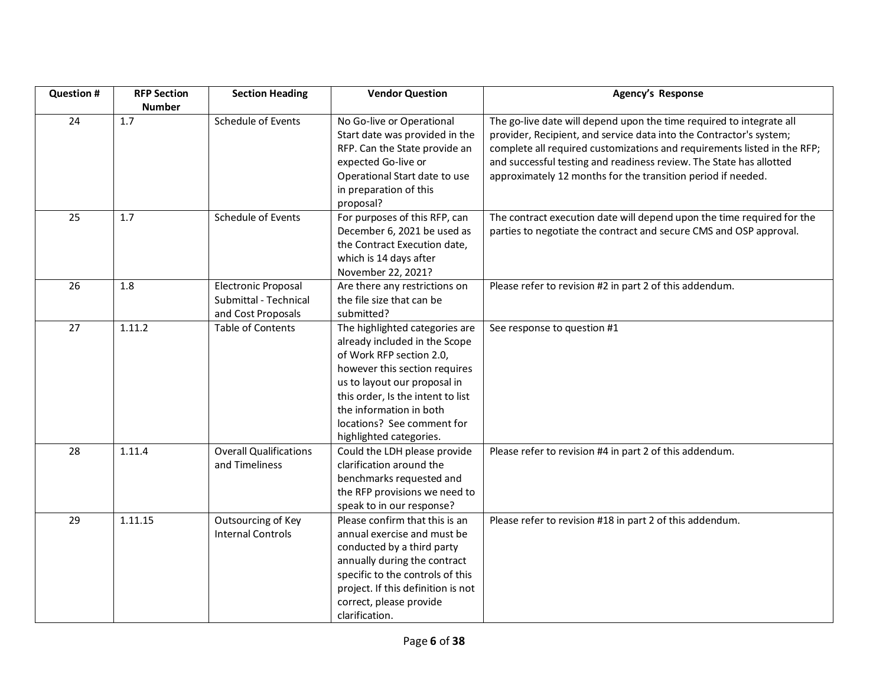| Question # | RFP Section Number | Section Heading | Vendor Question | Agency's Response |
|---|---|---|---|---|
| 24 | 1.7 | Schedule of Events | No Go-live or Operational Start date was provided in the RFP. Can the State provide an expected Go-live or Operational Start date to use in preparation of this proposal? | The go-live date will depend upon the time required to integrate all provider, Recipient, and service data into the Contractor's system; complete all required customizations and requirements listed in the RFP; and successful testing and readiness review. The State has allotted approximately 12 months for the transition period if needed. |
| 25 | 1.7 | Schedule of Events | For purposes of this RFP, can December 6, 2021 be used as the Contract Execution date, which is 14 days after November 22, 2021? | The contract execution date will depend upon the time required for the parties to negotiate the contract and secure CMS and OSP approval. |
| 26 | 1.8 | Electronic Proposal Submittal - Technical and Cost Proposals | Are there any restrictions on the file size that can be submitted? | Please refer to revision #2 in part 2 of this addendum. |
| 27 | 1.11.2 | Table of Contents | The highlighted categories are already included in the Scope of Work RFP section 2.0, however this section requires us to layout our proposal in this order, Is the intent to list the information in both locations? See comment for highlighted categories. | See response to question #1 |
| 28 | 1.11.4 | Overall Qualifications and Timeliness | Could the LDH please provide clarification around the benchmarks requested and the RFP provisions we need to speak to in our response? | Please refer to revision #4 in part 2 of this addendum. |
| 29 | 1.11.15 | Outsourcing of Key Internal Controls | Please confirm that this is an annual exercise and must be conducted by a third party annually during the contract specific to the controls of this project. If this definition is not correct, please provide clarification. | Please refer to revision #18 in part 2 of this addendum. |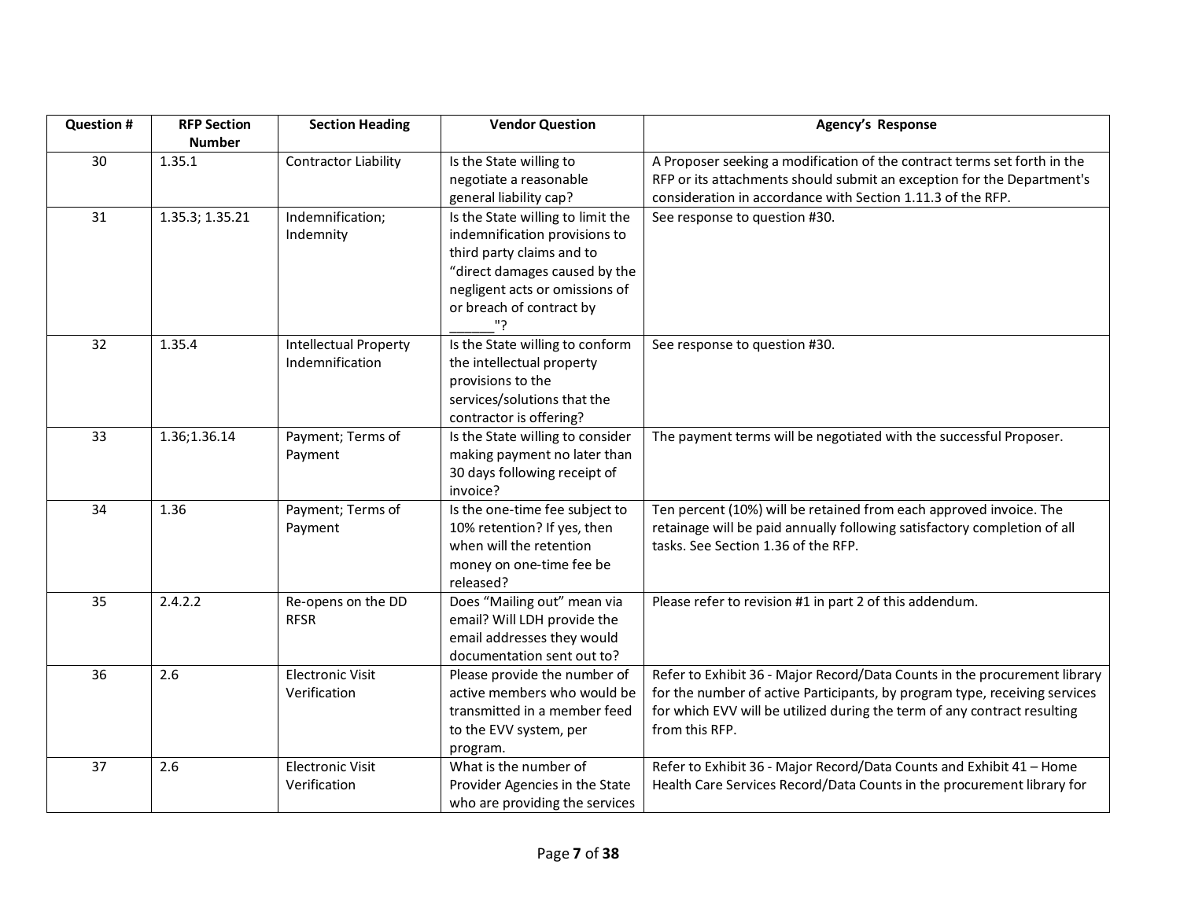| Question # | RFP Section Number | Section Heading | Vendor Question | Agency's Response |
|---|---|---|---|---|
| 30 | 1.35.1 | Contractor Liability | Is the State willing to negotiate a reasonable general liability cap? | A Proposer seeking a modification of the contract terms set forth in the RFP or its attachments should submit an exception for the Department's consideration in accordance with Section 1.11.3 of the RFP. |
| 31 | 1.35.3; 1.35.21 | Indemnification; Indemnity | Is the State willing to limit the indemnification provisions to third party claims and to "direct damages caused by the negligent acts or omissions of or breach of contract by ______"? | See response to question #30. |
| 32 | 1.35.4 | Intellectual Property Indemnification | Is the State willing to conform the intellectual property provisions to the services/solutions that the contractor is offering? | See response to question #30. |
| 33 | 1.36;1.36.14 | Payment; Terms of Payment | Is the State willing to consider making payment no later than 30 days following receipt of invoice? | The payment terms will be negotiated with the successful Proposer. |
| 34 | 1.36 | Payment; Terms of Payment | Is the one-time fee subject to 10% retention? If yes, then when will the retention money on one-time fee be released? | Ten percent (10%) will be retained from each approved invoice. The retainage will be paid annually following satisfactory completion of all tasks. See Section 1.36 of the RFP. |
| 35 | 2.4.2.2 | Re-opens on the DD RFSR | Does "Mailing out" mean via email? Will LDH provide the email addresses they would documentation sent out to? | Please refer to revision #1 in part 2 of this addendum. |
| 36 | 2.6 | Electronic Visit Verification | Please provide the number of active members who would be transmitted in a member feed to the EVV system, per program. | Refer to Exhibit 36 - Major Record/Data Counts in the procurement library for the number of active Participants, by program type, receiving services for which EVV will be utilized during the term of any contract resulting from this RFP. |
| 37 | 2.6 | Electronic Visit Verification | What is the number of Provider Agencies in the State who are providing the services | Refer to Exhibit 36 - Major Record/Data Counts and Exhibit 41 – Home Health Care Services Record/Data Counts in the procurement library for |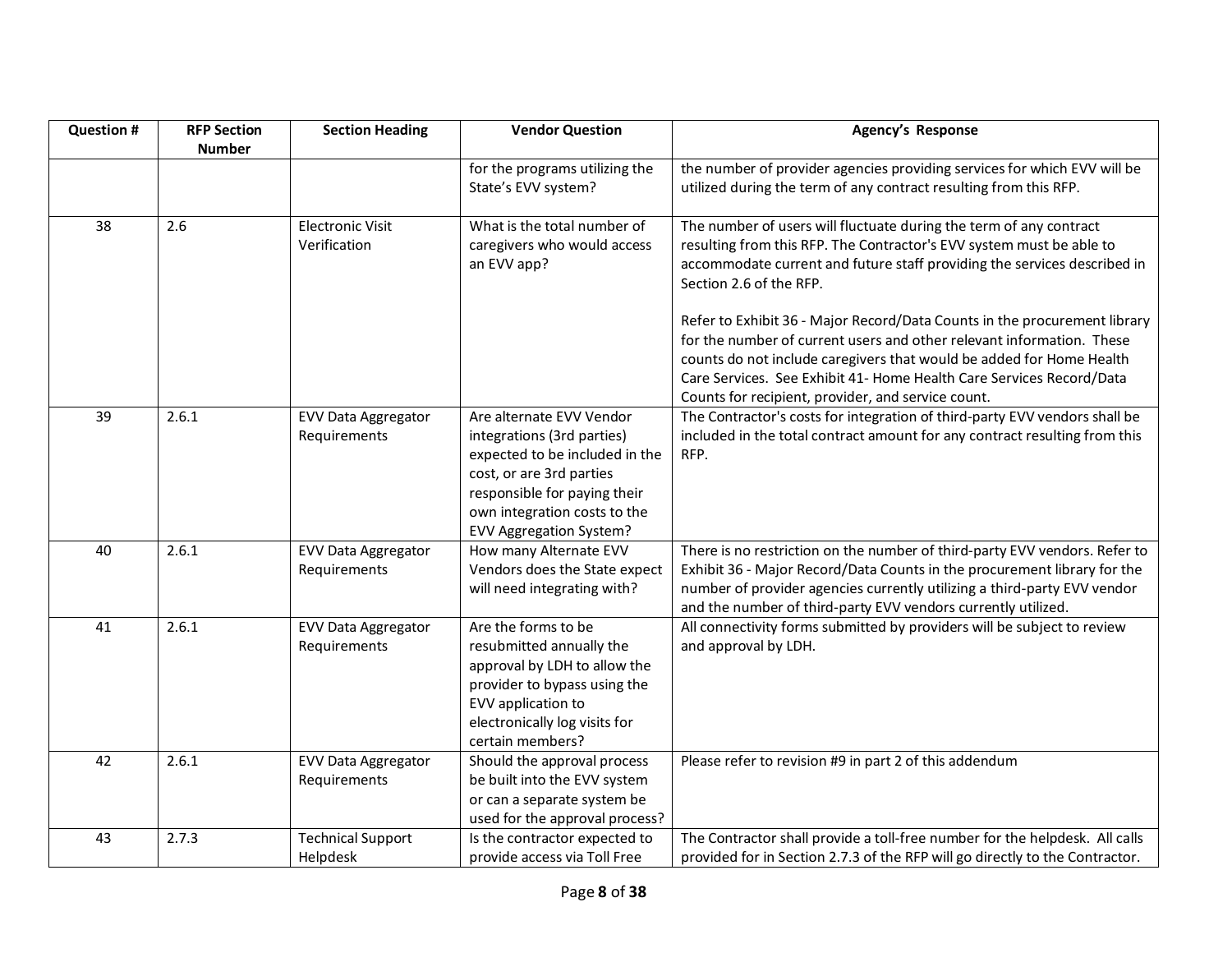| Question # | RFP Section Number | Section Heading | Vendor Question | Agency's Response |
|---|---|---|---|---|
| | | | for the programs utilizing the State's EVV system? | the number of provider agencies providing services for which EVV will be utilized during the term of any contract resulting from this RFP. |
| 38 | 2.6 | Electronic Visit Verification | What is the total number of caregivers who would access an EVV app? | The number of users will fluctuate during the term of any contract resulting from this RFP. The Contractor's EVV system must be able to accommodate current and future staff providing the services described in Section 2.6 of the RFP.<br><br>Refer to Exhibit 36 - Major Record/Data Counts in the procurement library for the number of current users and other relevant information. These counts do not include caregivers that would be added for Home Health Care Services. See Exhibit 41- Home Health Care Services Record/Data Counts for recipient, provider, and service count. |
| 39 | 2.6.1 | EVV Data Aggregator Requirements | Are alternate EVV Vendor integrations (3rd parties) expected to be included in the cost, or are 3rd parties responsible for paying their own integration costs to the EVV Aggregation System? | The Contractor's costs for integration of third-party EVV vendors shall be included in the total contract amount for any contract resulting from this RFP. |
| 40 | 2.6.1 | EVV Data Aggregator Requirements | How many Alternate EVV Vendors does the State expect will need integrating with? | There is no restriction on the number of third-party EVV vendors. Refer to Exhibit 36 - Major Record/Data Counts in the procurement library for the number of provider agencies currently utilizing a third-party EVV vendor and the number of third-party EVV vendors currently utilized. |
| 41 | 2.6.1 | EVV Data Aggregator Requirements | Are the forms to be resubmitted annually the approval by LDH to allow the provider to bypass using the EVV application to electronically log visits for certain members? | All connectivity forms submitted by providers will be subject to review and approval by LDH. |
| 42 | 2.6.1 | EVV Data Aggregator Requirements | Should the approval process be built into the EVV system or can a separate system be used for the approval process? | Please refer to revision #9 in part 2 of this addendum |
| 43 | 2.7.3 | Technical Support Helpdesk | Is the contractor expected to provide access via Toll Free | The Contractor shall provide a toll-free number for the helpdesk. All calls provided for in Section 2.7.3 of the RFP will go directly to the Contractor. |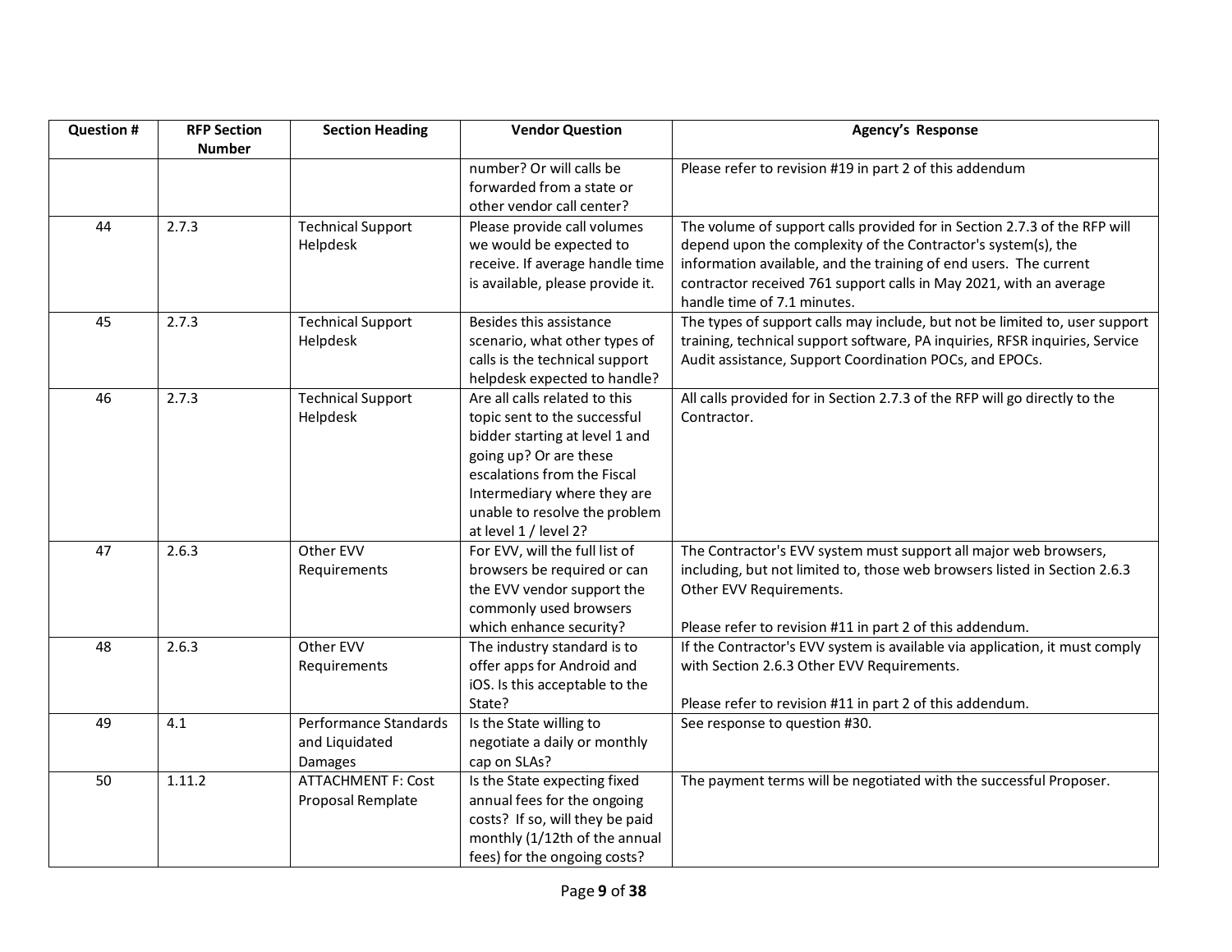| Question # | RFP Section Number | Section Heading | Vendor Question | Agency's Response |
|---|---|---|---|---|
| | | | number? Or will calls be forwarded from a state or other vendor call center? | Please refer to revision #19 in part 2 of this addendum |
| 44 | 2.7.3 | Technical Support Helpdesk | Please provide call volumes we would be expected to receive. If average handle time is available, please provide it. | The volume of support calls provided for in Section 2.7.3 of the RFP will depend upon the complexity of the Contractor's system(s), the information available, and the training of end users. The current contractor received 761 support calls in May 2021, with an average handle time of 7.1 minutes. |
| 45 | 2.7.3 | Technical Support Helpdesk | Besides this assistance scenario, what other types of calls is the technical support helpdesk expected to handle? | The types of support calls may include, but not be limited to, user support training, technical support software, PA inquiries, RFSR inquiries, Service Audit assistance, Support Coordination POCs, and EPOCs. |
| 46 | 2.7.3 | Technical Support Helpdesk | Are all calls related to this topic sent to the successful bidder starting at level 1 and going up? Or are these escalations from the Fiscal Intermediary where they are unable to resolve the problem at level 1 / level 2? | All calls provided for in Section 2.7.3 of the RFP will go directly to the Contractor. |
| 47 | 2.6.3 | Other EVV Requirements | For EVV, will the full list of browsers be required or can the EVV vendor support the commonly used browsers which enhance security? | The Contractor's EVV system must support all major web browsers, including, but not limited to, those web browsers listed in Section 2.6.3 Other EVV Requirements.<br><br>Please refer to revision #11 in part 2 of this addendum. |
| 48 | 2.6.3 | Other EVV Requirements | The industry standard is to offer apps for Android and iOS. Is this acceptable to the State? | If the Contractor's EVV system is available via application, it must comply with Section 2.6.3 Other EVV Requirements.<br><br>Please refer to revision #11 in part 2 of this addendum. |
| 49 | 4.1 | Performance Standards and Liquidated Damages | Is the State willing to negotiate a daily or monthly cap on SLAs? | See response to question #30. |
| 50 | 1.11.2 | ATTACHMENT F: Cost Proposal Remplate | Is the State expecting fixed annual fees for the ongoing costs? If so, will they be paid monthly (1/12th of the annual fees) for the ongoing costs? | The payment terms will be negotiated with the successful Proposer. |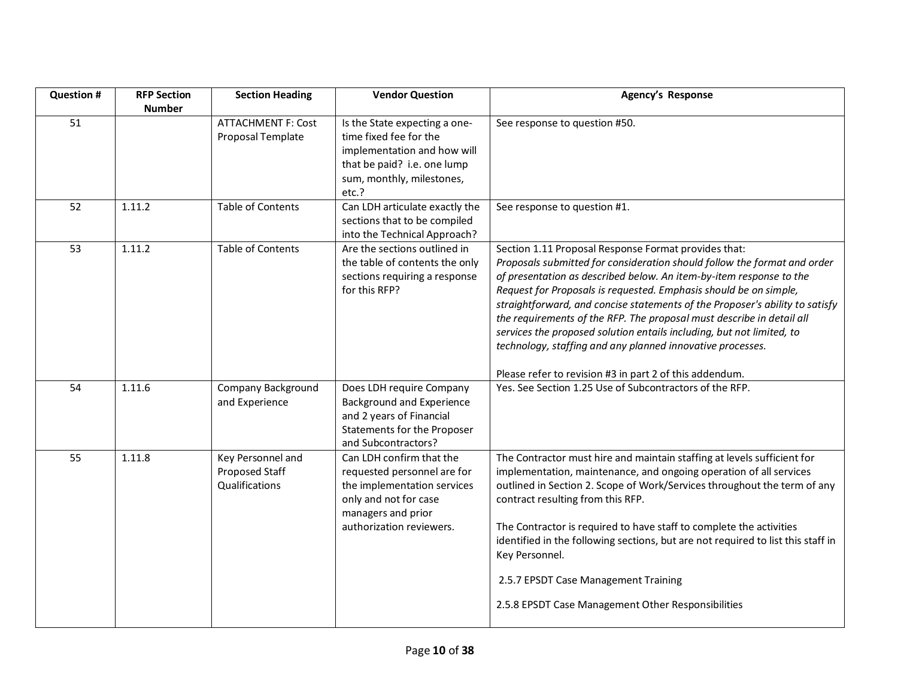| Question # | RFP Section Number | Section Heading | Vendor Question | Agency's Response |
|---|---|---|---|---|
| 51 | | ATTACHMENT F: Cost Proposal Template | Is the State expecting a one-time fixed fee for the implementation and how will that be paid? i.e. one lump sum, monthly, milestones, etc.? | See response to question #50. |
| 52 | 1.11.2 | Table of Contents | Can LDH articulate exactly the sections that to be compiled into the Technical Approach? | See response to question #1. |
| 53 | 1.11.2 | Table of Contents | Are the sections outlined in the table of contents the only sections requiring a response for this RFP? | Section 1.11 Proposal Response Format provides that:<br>*Proposals submitted for consideration should follow the format and order of presentation as described below. An item-by-item response to the Request for Proposals is requested. Emphasis should be on simple, straightforward, and concise statements of the Proposer's ability to satisfy the requirements of the RFP. The proposal must describe in detail all services the proposed solution entails including, but not limited, to technology, staffing and any planned innovative processes.*<br><br>Please refer to revision #3 in part 2 of this addendum. |
| 54 | 1.11.6 | Company Background and Experience | Does LDH require Company Background and Experience and 2 years of Financial Statements for the Proposer and Subcontractors? | Yes. See Section 1.25 Use of Subcontractors of the RFP. |
| 55 | 1.11.8 | Key Personnel and Proposed Staff Qualifications | Can LDH confirm that the requested personnel are for the implementation services only and not for case managers and prior authorization reviewers. | The Contractor must hire and maintain staffing at levels sufficient for implementation, maintenance, and ongoing operation of all services outlined in Section 2. Scope of Work/Services throughout the term of any contract resulting from this RFP.<br><br>The Contractor is required to have staff to complete the activities identified in the following sections, but are not required to list this staff in Key Personnel.<br><br>2.5.7 EPSDT Case Management Training<br><br>2.5.8 EPSDT Case Management Other Responsibilities |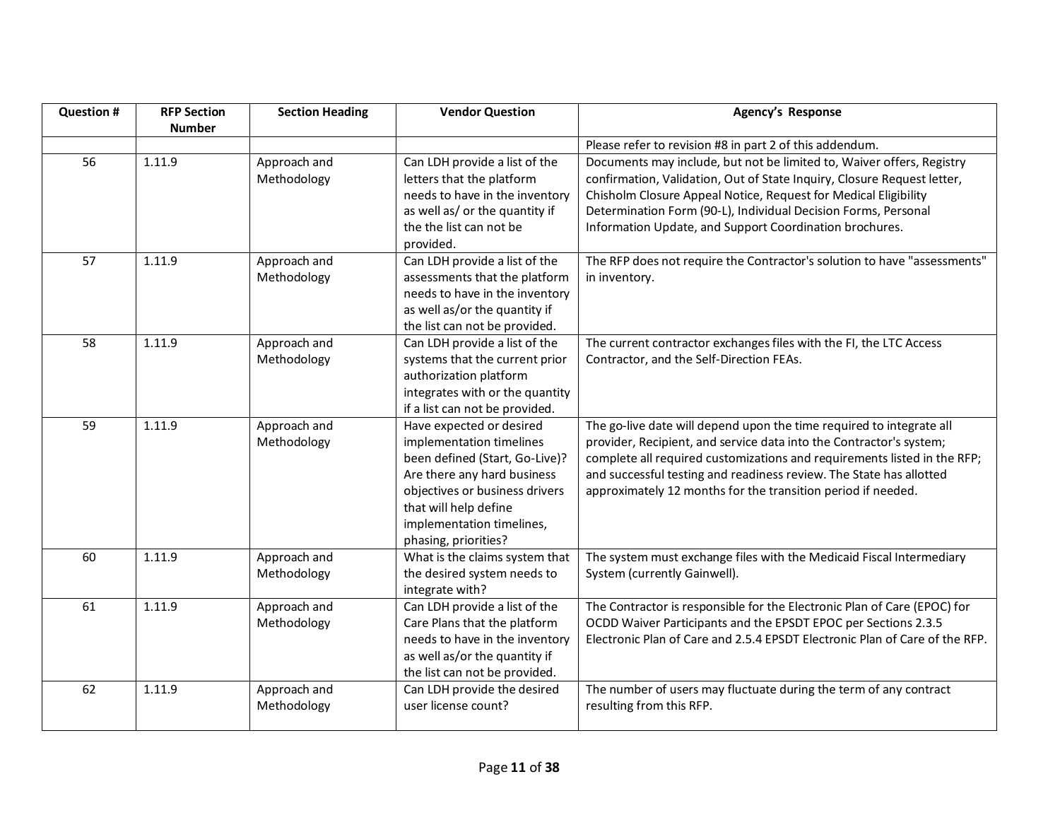| Question # | RFP Section Number | Section Heading | Vendor Question | Agency's Response |
| --- | --- | --- | --- | --- |
| | | | | Please refer to revision #8 in part 2 of this addendum. |
| 56 | 1.11.9 | Approach and Methodology | Can LDH provide a list of the letters that the platform needs to have in the inventory as well as/ or the quantity if the the list can not be provided. | Documents may include, but not be limited to, Waiver offers, Registry confirmation, Validation, Out of State Inquiry, Closure Request letter, Chisholm Closure Appeal Notice, Request for Medical Eligibility Determination Form (90-L), Individual Decision Forms, Personal Information Update, and Support Coordination brochures. |
| 57 | 1.11.9 | Approach and Methodology | Can LDH provide a list of the assessments that the platform needs to have in the inventory as well as/or the quantity if the list can not be provided. | The RFP does not require the Contractor's solution to have "assessments" in inventory. |
| 58 | 1.11.9 | Approach and Methodology | Can LDH provide a list of the systems that the current prior authorization platform integrates with or the quantity if a list can not be provided. | The current contractor exchanges files with the FI, the LTC Access Contractor, and the Self-Direction FEAs. |
| 59 | 1.11.9 | Approach and Methodology | Have expected or desired implementation timelines been defined (Start, Go-Live)? Are there any hard business objectives or business drivers that will help define implementation timelines, phasing, priorities? | The go-live date will depend upon the time required to integrate all provider, Recipient, and service data into the Contractor's system; complete all required customizations and requirements listed in the RFP; and successful testing and readiness review. The State has allotted approximately 12 months for the transition period if needed. |
| 60 | 1.11.9 | Approach and Methodology | What is the claims system that the desired system needs to integrate with? | The system must exchange files with the Medicaid Fiscal Intermediary System (currently Gainwell). |
| 61 | 1.11.9 | Approach and Methodology | Can LDH provide a list of the Care Plans that the platform needs to have in the inventory as well as/or the quantity if the list can not be provided. | The Contractor is responsible for the Electronic Plan of Care (EPOC) for OCDD Waiver Participants and the EPSDT EPOC per Sections 2.3.5 Electronic Plan of Care and 2.5.4 EPSDT Electronic Plan of Care of the RFP. |
| 62 | 1.11.9 | Approach and Methodology | Can LDH provide the desired user license count? | The number of users may fluctuate during the term of any contract resulting from this RFP. |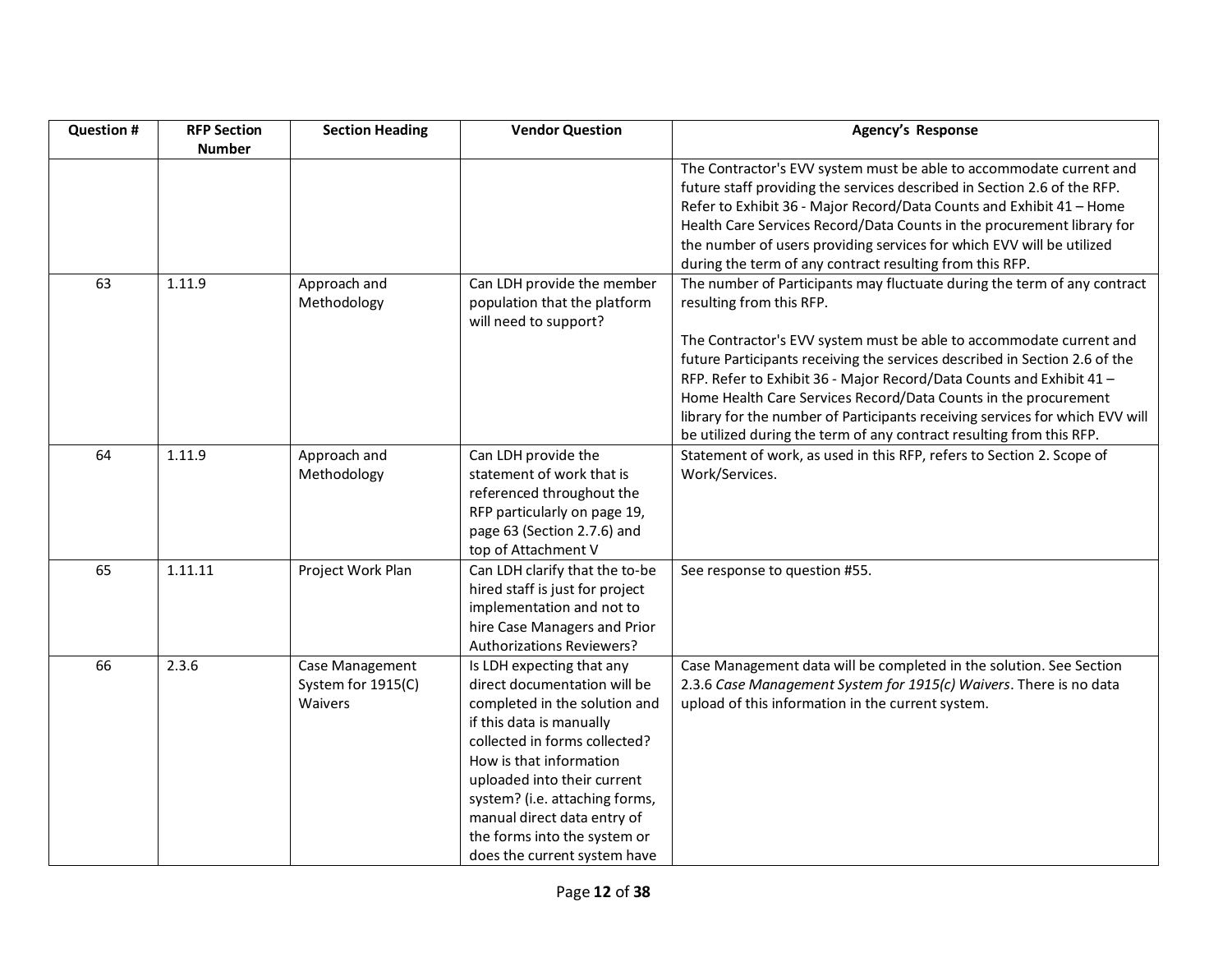| Question # | RFP Section Number | Section Heading | Vendor Question | Agency's Response |
|---|---|---|---|---|
| | | | | The Contractor's EVV system must be able to accommodate current and future staff providing the services described in Section 2.6 of the RFP. Refer to Exhibit 36 - Major Record/Data Counts and Exhibit 41 – Home Health Care Services Record/Data Counts in the procurement library for the number of users providing services for which EVV will be utilized during the term of any contract resulting from this RFP. |
| 63 | 1.11.9 | Approach and Methodology | Can LDH provide the member population that the platform will need to support? | The number of Participants may fluctuate during the term of any contract resulting from this RFP.<br><br>The Contractor's EVV system must be able to accommodate current and future Participants receiving the services described in Section 2.6 of the RFP. Refer to Exhibit 36 - Major Record/Data Counts and Exhibit 41 – Home Health Care Services Record/Data Counts in the procurement library for the number of Participants receiving services for which EVV will be utilized during the term of any contract resulting from this RFP. |
| 64 | 1.11.9 | Approach and Methodology | Can LDH provide the statement of work that is referenced throughout the RFP particularly on page 19, page 63 (Section 2.7.6) and top of Attachment V | Statement of work, as used in this RFP, refers to Section 2. Scope of Work/Services. |
| 65 | 1.11.11 | Project Work Plan | Can LDH clarify that the to-be hired staff is just for project implementation and not to hire Case Managers and Prior Authorizations Reviewers? | See response to question #55. |
| 66 | 2.3.6 | Case Management System for 1915(C) Waivers | Is LDH expecting that any direct documentation will be completed in the solution and if this data is manually collected in forms collected? How is that information uploaded into their current system? (i.e. attaching forms, manual direct data entry of the forms into the system or does the current system have | Case Management data will be completed in the solution. See Section 2.3.6 *Case Management System for 1915(c) Waivers*. There is no data upload of this information in the current system. |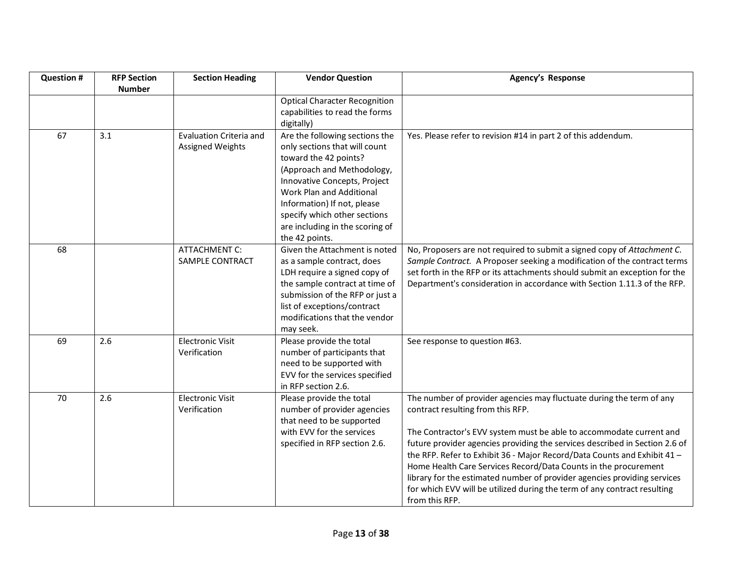| Question # | RFP Section Number | Section Heading | Vendor Question | Agency's Response |
|---|---|---|---|---|
| | | | Optical Character Recognition capabilities to read the forms digitally) | |
| 67 | 3.1 | Evaluation Criteria and Assigned Weights | Are the following sections the only sections that will count toward the 42 points? (Approach and Methodology, Innovative Concepts, Project Work Plan and Additional Information) If not, please specify which other sections are including in the scoring of the 42 points. | Yes. Please refer to revision #14 in part 2 of this addendum. |
| 68 | | ATTACHMENT C: SAMPLE CONTRACT | Given the Attachment is noted as a sample contract, does LDH require a signed copy of the sample contract at time of submission of the RFP or just a list of exceptions/contract modifications that the vendor may seek. | No, Proposers are not required to submit a signed copy of *Attachment C. Sample Contract.* A Proposer seeking a modification of the contract terms set forth in the RFP or its attachments should submit an exception for the Department's consideration in accordance with Section 1.11.3 of the RFP. |
| 69 | 2.6 | Electronic Visit Verification | Please provide the total number of participants that need to be supported with EVV for the services specified in RFP section 2.6. | See response to question #63. |
| 70 | 2.6 | Electronic Visit Verification | Please provide the total number of provider agencies that need to be supported with EVV for the services specified in RFP section 2.6. | The number of provider agencies may fluctuate during the term of any contract resulting from this RFP.<br><br>The Contractor's EVV system must be able to accommodate current and future provider agencies providing the services described in Section 2.6 of the RFP. Refer to Exhibit 36 - Major Record/Data Counts and Exhibit 41 – Home Health Care Services Record/Data Counts in the procurement library for the estimated number of provider agencies providing services for which EVV will be utilized during the term of any contract resulting from this RFP. |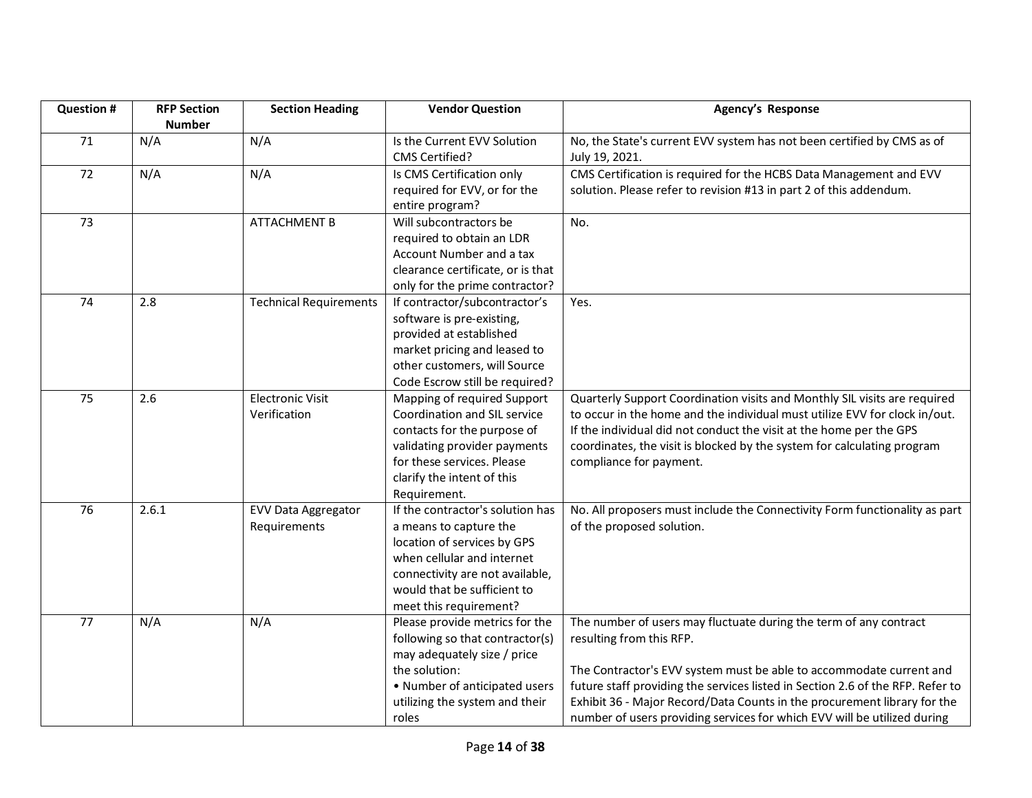| Question # | RFP Section Number | Section Heading | Vendor Question | Agency's Response |
|---|---|---|---|---|
| 71 | N/A | N/A | Is the Current EVV Solution CMS Certified? | No, the State's current EVV system has not been certified by CMS as of July 19, 2021. |
| 72 | N/A | N/A | Is CMS Certification only required for EVV, or for the entire program? | CMS Certification is required for the HCBS Data Management and EVV solution. Please refer to revision #13 in part 2 of this addendum. |
| 73 | | ATTACHMENT B | Will subcontractors be required to obtain an LDR Account Number and a tax clearance certificate, or is that only for the prime contractor? | No. |
| 74 | 2.8 | Technical Requirements | If contractor/subcontractor's software is pre-existing, provided at established market pricing and leased to other customers, will Source Code Escrow still be required? | Yes. |
| 75 | 2.6 | Electronic Visit Verification | Mapping of required Support Coordination and SIL service contacts for the purpose of validating provider payments for these services. Please clarify the intent of this Requirement. | Quarterly Support Coordination visits and Monthly SIL visits are required to occur in the home and the individual must utilize EVV for clock in/out. If the individual did not conduct the visit at the home per the GPS coordinates, the visit is blocked by the system for calculating program compliance for payment. |
| 76 | 2.6.1 | EVV Data Aggregator Requirements | If the contractor's solution has a means to capture the location of services by GPS when cellular and internet connectivity are not available, would that be sufficient to meet this requirement? | No. All proposers must include the Connectivity Form functionality as part of the proposed solution. |
| 77 | N/A | N/A | Please provide metrics for the following so that contractor(s) may adequately size / price the solution:<br>• Number of anticipated users utilizing the system and their roles | The number of users may fluctuate during the term of any contract resulting from this RFP.<br><br>The Contractor's EVV system must be able to accommodate current and future staff providing the services listed in Section 2.6 of the RFP. Refer to Exhibit 36 - Major Record/Data Counts in the procurement library for the number of users providing services for which EVV will be utilized during |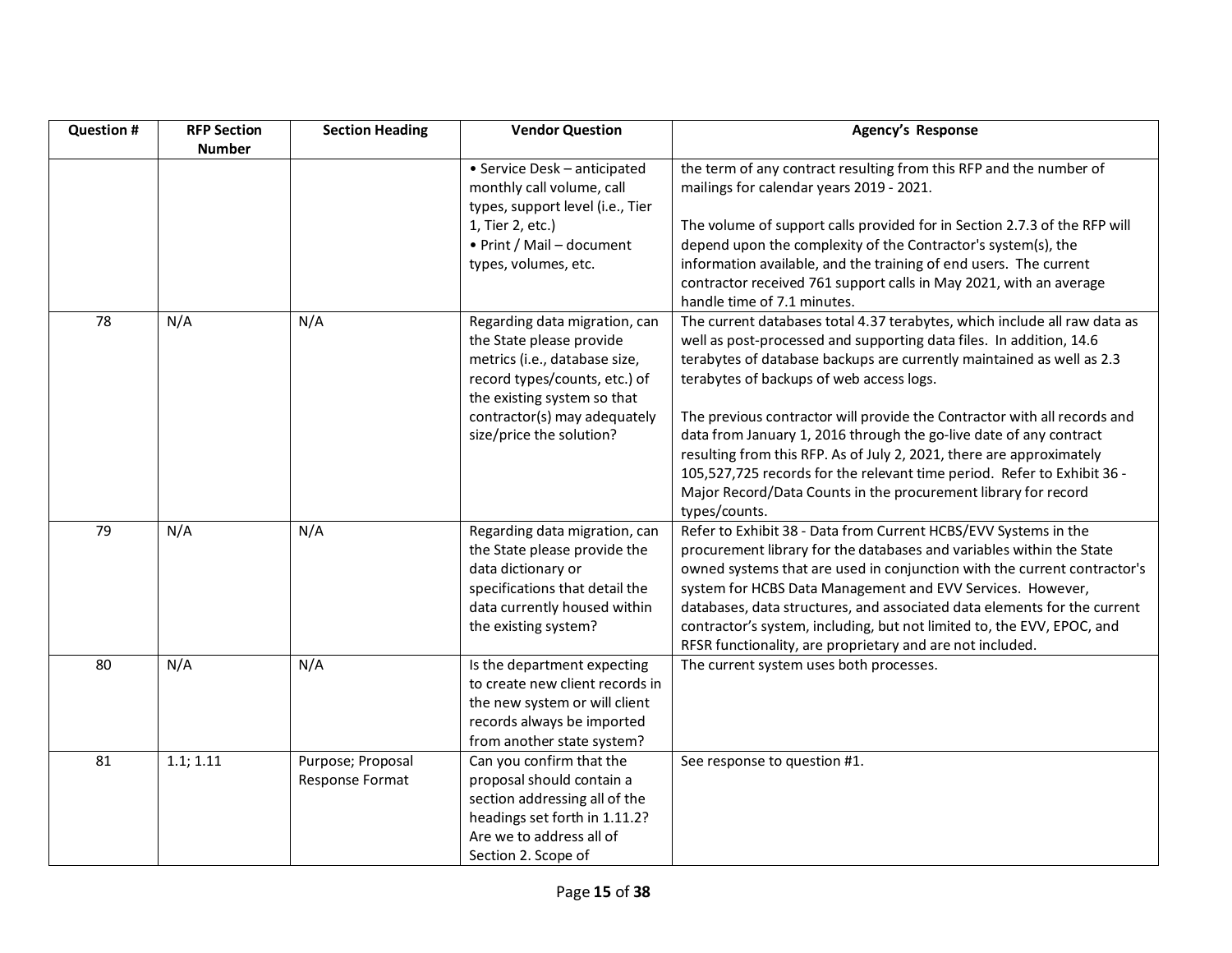| Question # | RFP Section Number | Section Heading | Vendor Question | Agency's Response |
|---|---|---|---|---|
| | | | • Service Desk – anticipated monthly call volume, call types, support level (i.e., Tier 1, Tier 2, etc.)<br>• Print / Mail – document types, volumes, etc. | the term of any contract resulting from this RFP and the number of mailings for calendar years 2019 - 2021.<br><br>The volume of support calls provided for in Section 2.7.3 of the RFP will depend upon the complexity of the Contractor's system(s), the information available, and the training of end users. The current contractor received 761 support calls in May 2021, with an average handle time of 7.1 minutes. |
| 78 | N/A | N/A | Regarding data migration, can the State please provide metrics (i.e., database size, record types/counts, etc.) of the existing system so that contractor(s) may adequately size/price the solution? | The current databases total 4.37 terabytes, which include all raw data as well as post-processed and supporting data files. In addition, 14.6 terabytes of database backups are currently maintained as well as 2.3 terabytes of backups of web access logs.<br><br>The previous contractor will provide the Contractor with all records and data from January 1, 2016 through the go-live date of any contract resulting from this RFP. As of July 2, 2021, there are approximately 105,527,725 records for the relevant time period. Refer to Exhibit 36 - Major Record/Data Counts in the procurement library for record types/counts. |
| 79 | N/A | N/A | Regarding data migration, can the State please provide the data dictionary or specifications that detail the data currently housed within the existing system? | Refer to Exhibit 38 - Data from Current HCBS/EVV Systems in the procurement library for the databases and variables within the State owned systems that are used in conjunction with the current contractor's system for HCBS Data Management and EVV Services. However, databases, data structures, and associated data elements for the current contractor's system, including, but not limited to, the EVV, EPOC, and RFSR functionality, are proprietary and are not included. |
| 80 | N/A | N/A | Is the department expecting to create new client records in the new system or will client records always be imported from another state system? | The current system uses both processes. |
| 81 | 1.1; 1.11 | Purpose; Proposal Response Format | Can you confirm that the proposal should contain a section addressing all of the headings set forth in 1.11.2? Are we to address all of Section 2. Scope of | See response to question #1. |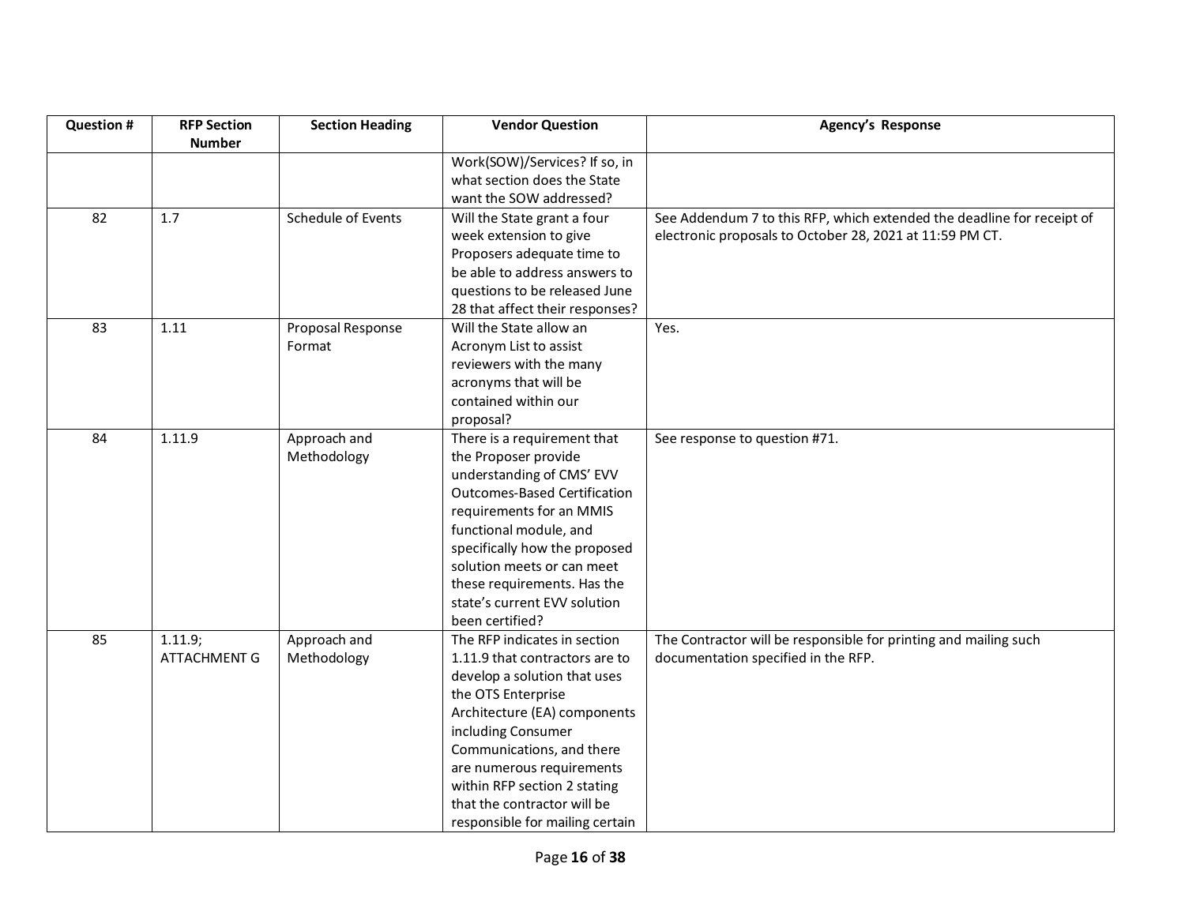| Question # | RFP Section Number | Section Heading | Vendor Question | Agency's Response |
|---|---|---|---|---|
| | | | Work(SOW)/Services? If so, in what section does the State want the SOW addressed? | |
| 82 | 1.7 | Schedule of Events | Will the State grant a four week extension to give Proposers adequate time to be able to address answers to questions to be released June 28 that affect their responses? | See Addendum 7 to this RFP, which extended the deadline for receipt of electronic proposals to October 28, 2021 at 11:59 PM CT. |
| 83 | 1.11 | Proposal Response Format | Will the State allow an Acronym List to assist reviewers with the many acronyms that will be contained within our proposal? | Yes. |
| 84 | 1.11.9 | Approach and Methodology | There is a requirement that the Proposer provide understanding of CMS' EVV Outcomes-Based Certification requirements for an MMIS functional module, and specifically how the proposed solution meets or can meet these requirements. Has the state's current EVV solution been certified? | See response to question #71. |
| 85 | 1.11.9; ATTACHMENT G | Approach and Methodology | The RFP indicates in section 1.11.9 that contractors are to develop a solution that uses the OTS Enterprise Architecture (EA) components including Consumer Communications, and there are numerous requirements within RFP section 2 stating that the contractor will be responsible for mailing certain | The Contractor will be responsible for printing and mailing such documentation specified in the RFP. |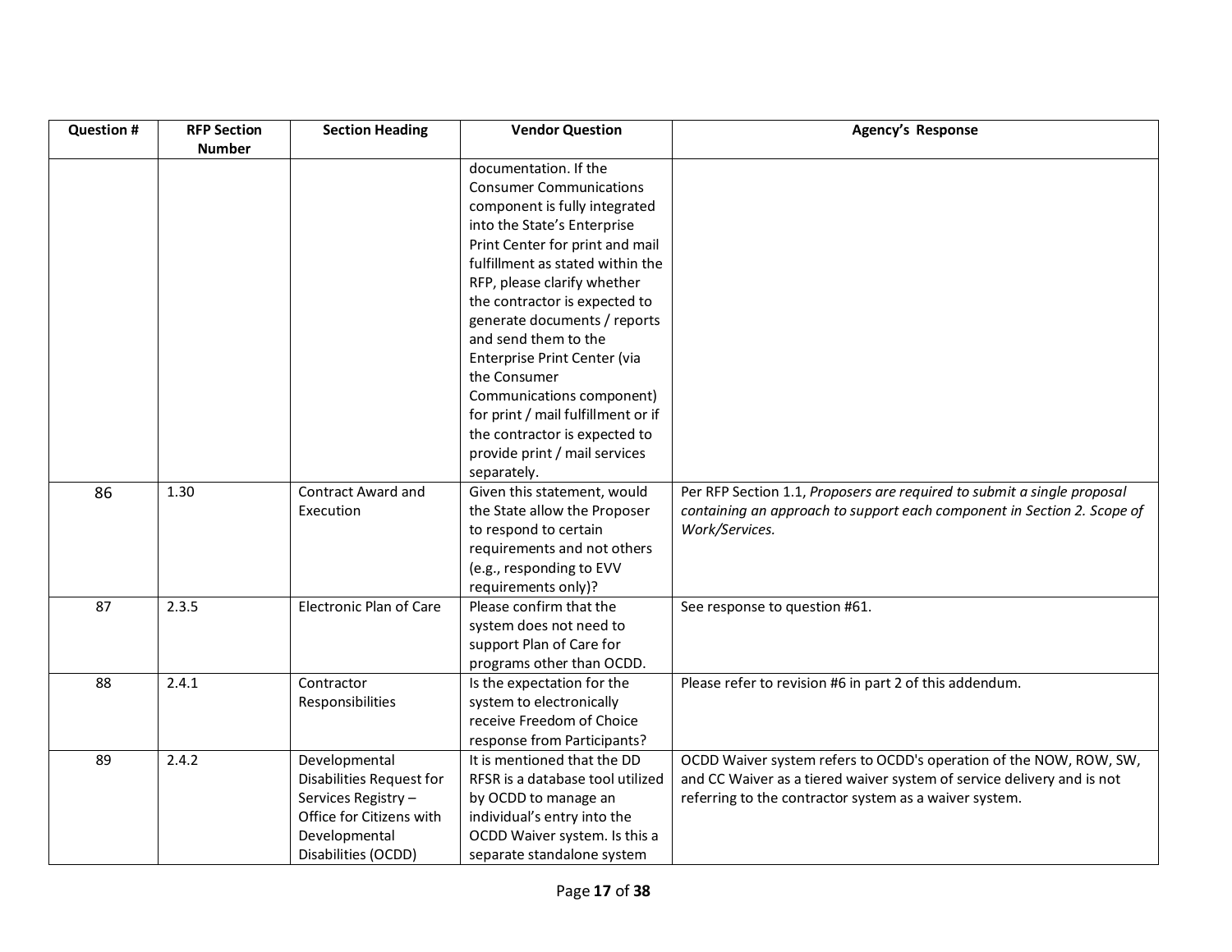| Question # | RFP Section Number | Section Heading | Vendor Question | Agency's Response |
|---|---|---|---|---|
| | | | documentation. If the Consumer Communications component is fully integrated into the State's Enterprise Print Center for print and mail fulfillment as stated within the RFP, please clarify whether the contractor is expected to generate documents / reports and send them to the Enterprise Print Center (via the Consumer Communications component) for print / mail fulfillment or if the contractor is expected to provide print / mail services separately. | |
| 86 | 1.30 | Contract Award and Execution | Given this statement, would the State allow the Proposer to respond to certain requirements and not others (e.g., responding to EVV requirements only)? | Per RFP Section 1.1, *Proposers are required to submit a single proposal containing an approach to support each component in Section 2. Scope of Work/Services.* |
| 87 | 2.3.5 | Electronic Plan of Care | Please confirm that the system does not need to support Plan of Care for programs other than OCDD. | See response to question #61. |
| 88 | 2.4.1 | Contractor Responsibilities | Is the expectation for the system to electronically receive Freedom of Choice response from Participants? | Please refer to revision #6 in part 2 of this addendum. |
| 89 | 2.4.2 | Developmental Disabilities Request for Services Registry – Office for Citizens with Developmental Disabilities (OCDD) | It is mentioned that the DD RFSR is a database tool utilized by OCDD to manage an individual's entry into the OCDD Waiver system. Is this a separate standalone system | OCDD Waiver system refers to OCDD's operation of the NOW, ROW, SW, and CC Waiver as a tiered waiver system of service delivery and is not referring to the contractor system as a waiver system. |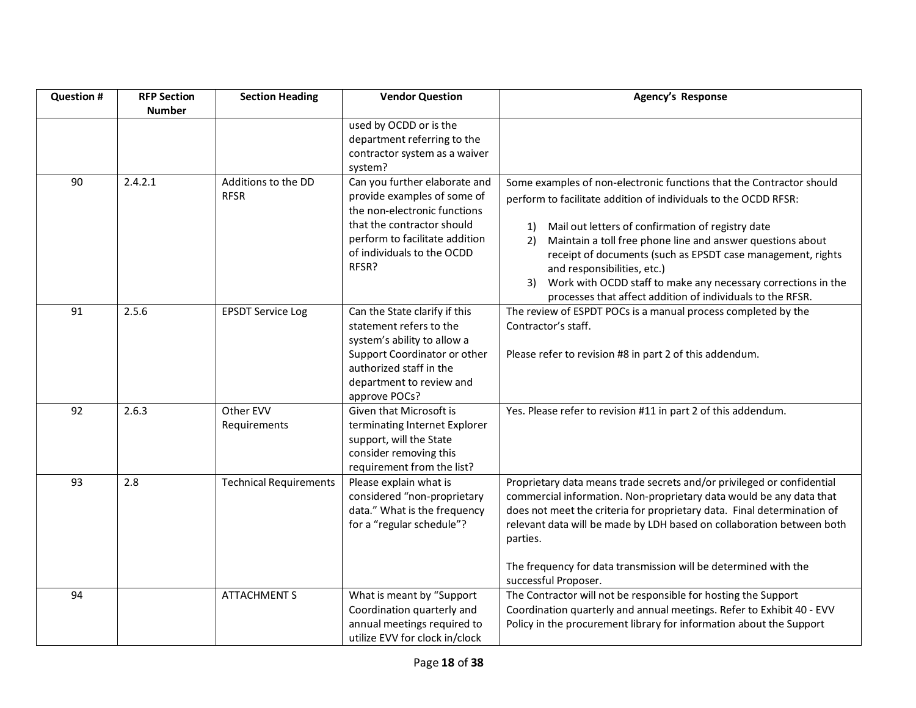| Question # | RFP Section Number | Section Heading | Vendor Question | Agency's Response |
|---|---|---|---|---|
| | | | used by OCDD or is the department referring to the contractor system as a waiver system? | |
| 90 | 2.4.2.1 | Additions to the DD RFSR | Can you further elaborate and provide examples of some of the non-electronic functions that the contractor should perform to facilitate addition of individuals to the OCDD RFSR? | Some examples of non-electronic functions that the Contractor should perform to facilitate addition of individuals to the OCDD RFSR:<br><br>1) Mail out letters of confirmation of registry date<br>2) Maintain a toll free phone line and answer questions about receipt of documents (such as EPSDT case management, rights and responsibilities, etc.)<br>3) Work with OCDD staff to make any necessary corrections in the processes that affect addition of individuals to the RFSR. |
| 91 | 2.5.6 | EPSDT Service Log | Can the State clarify if this statement refers to the system's ability to allow a Support Coordinator or other authorized staff in the department to review and approve POCs? | The review of ESPDT POCs is a manual process completed by the Contractor's staff.<br><br>Please refer to revision #8 in part 2 of this addendum. |
| 92 | 2.6.3 | Other EVV Requirements | Given that Microsoft is terminating Internet Explorer support, will the State consider removing this requirement from the list? | Yes. Please refer to revision #11 in part 2 of this addendum. |
| 93 | 2.8 | Technical Requirements | Please explain what is considered "non-proprietary data." What is the frequency for a "regular schedule"? | Proprietary data means trade secrets and/or privileged or confidential commercial information. Non-proprietary data would be any data that does not meet the criteria for proprietary data. Final determination of relevant data will be made by LDH based on collaboration between both parties.<br><br>The frequency for data transmission will be determined with the successful Proposer. |
| 94 | | ATTACHMENT S | What is meant by "Support Coordination quarterly and annual meetings required to utilize EVV for clock in/clock | The Contractor will not be responsible for hosting the Support Coordination quarterly and annual meetings. Refer to Exhibit 40 - EVV Policy in the procurement library for information about the Support |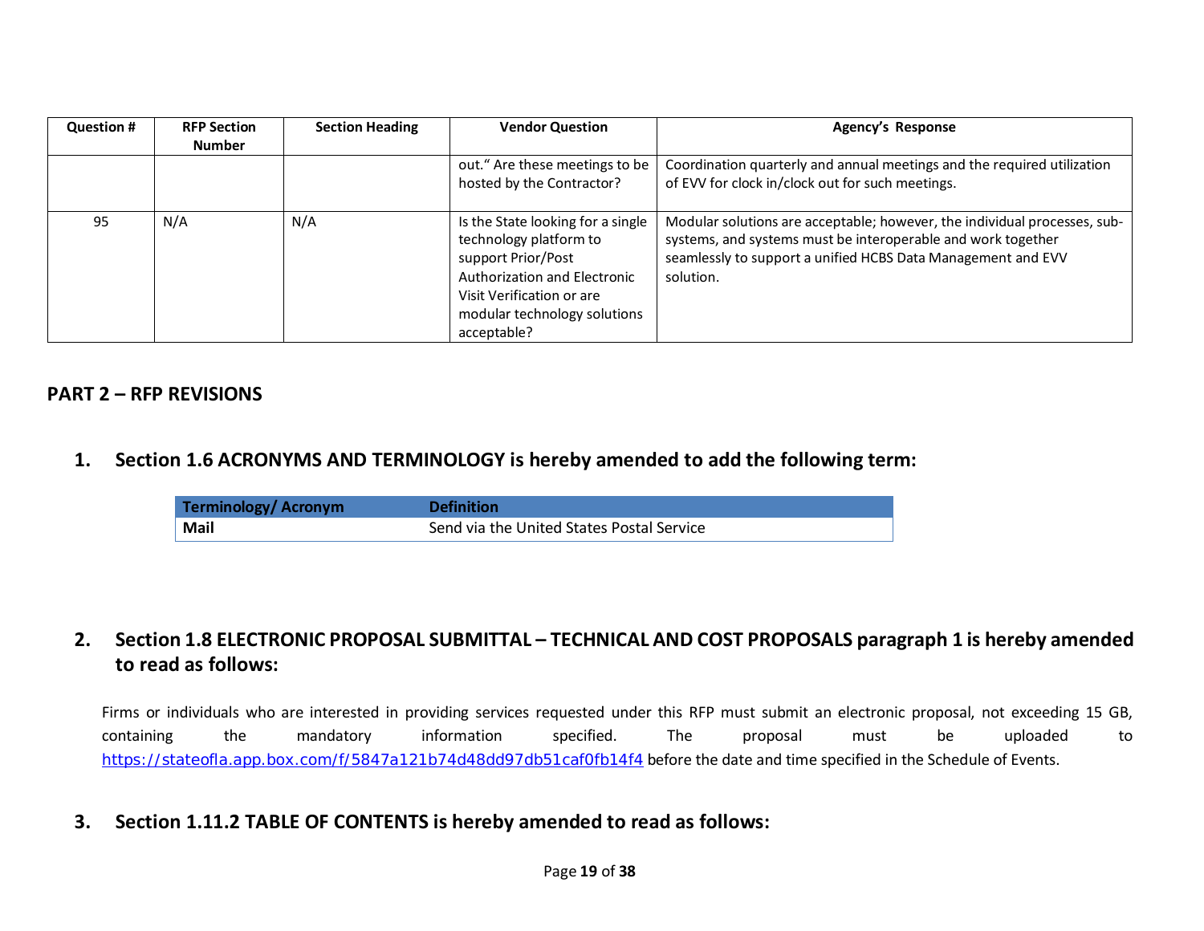| Question # | RFP Section Number | Section Heading | Vendor Question | Agency's Response |
|---|---|---|---|---|
| | | | out." Are these meetings to be hosted by the Contractor? | Coordination quarterly and annual meetings and the required utilization of EVV for clock in/clock out for such meetings. |
| 95 | N/A | N/A | Is the State looking for a single technology platform to support Prior/Post Authorization and Electronic Visit Verification or are modular technology solutions acceptable? | Modular solutions are acceptable; however, the individual processes, sub-systems, and systems must be interoperable and work together seamlessly to support a unified HCBS Data Management and EVV solution. |

## PART 2 – RFP REVISIONS

### 1. Section 1.6 ACRONYMS AND TERMINOLOGY is hereby amended to add the following term:

| Terminology/ Acronym | Definition |
|---|---|
| **Mail** | Send via the United States Postal Service |

### 2. Section 1.8 ELECTRONIC PROPOSAL SUBMITTAL – TECHNICAL AND COST PROPOSALS paragraph 1 is hereby amended to read as follows:

Firms or individuals who are interested in providing services requested under this RFP must submit an electronic proposal, not exceeding 15 GB, containing the mandatory information specified. The proposal must be uploaded to https://stateofla.app.box.com/f/5847a121b74d48dd97db51caf0fb14f4 before the date and time specified in the Schedule of Events.

### 3. Section 1.11.2 TABLE OF CONTENTS is hereby amended to read as follows: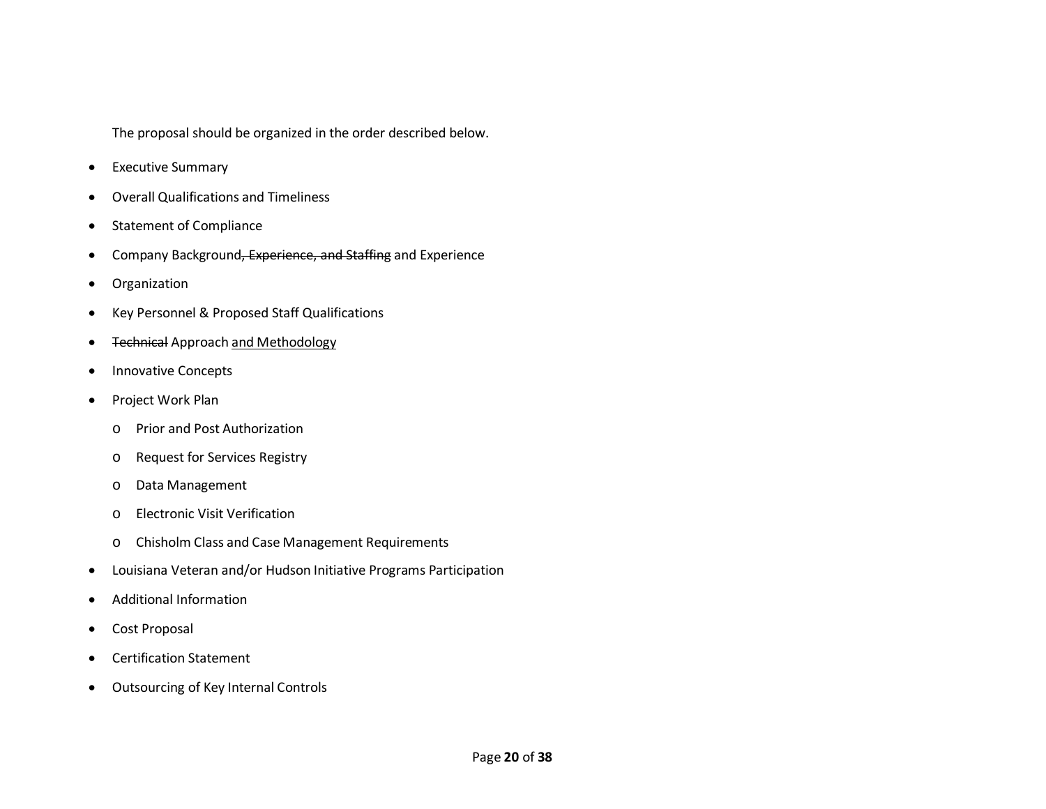The proposal should be organized in the order described below.

- Executive Summary
- Overall Qualifications and Timeliness
- Statement of Compliance
- Company Background~~, Experience, and Staffing~~ and Experience
- Organization
- Key Personnel & Proposed Staff Qualifications
- ~~Technical~~ Approach <u>and Methodology</u>
- Innovative Concepts
- Project Work Plan
    - Prior and Post Authorization
    - Request for Services Registry
    - Data Management
    - Electronic Visit Verification
    - Chisholm Class and Case Management Requirements
- Louisiana Veteran and/or Hudson Initiative Programs Participation
- Additional Information
- Cost Proposal
- Certification Statement
- Outsourcing of Key Internal Controls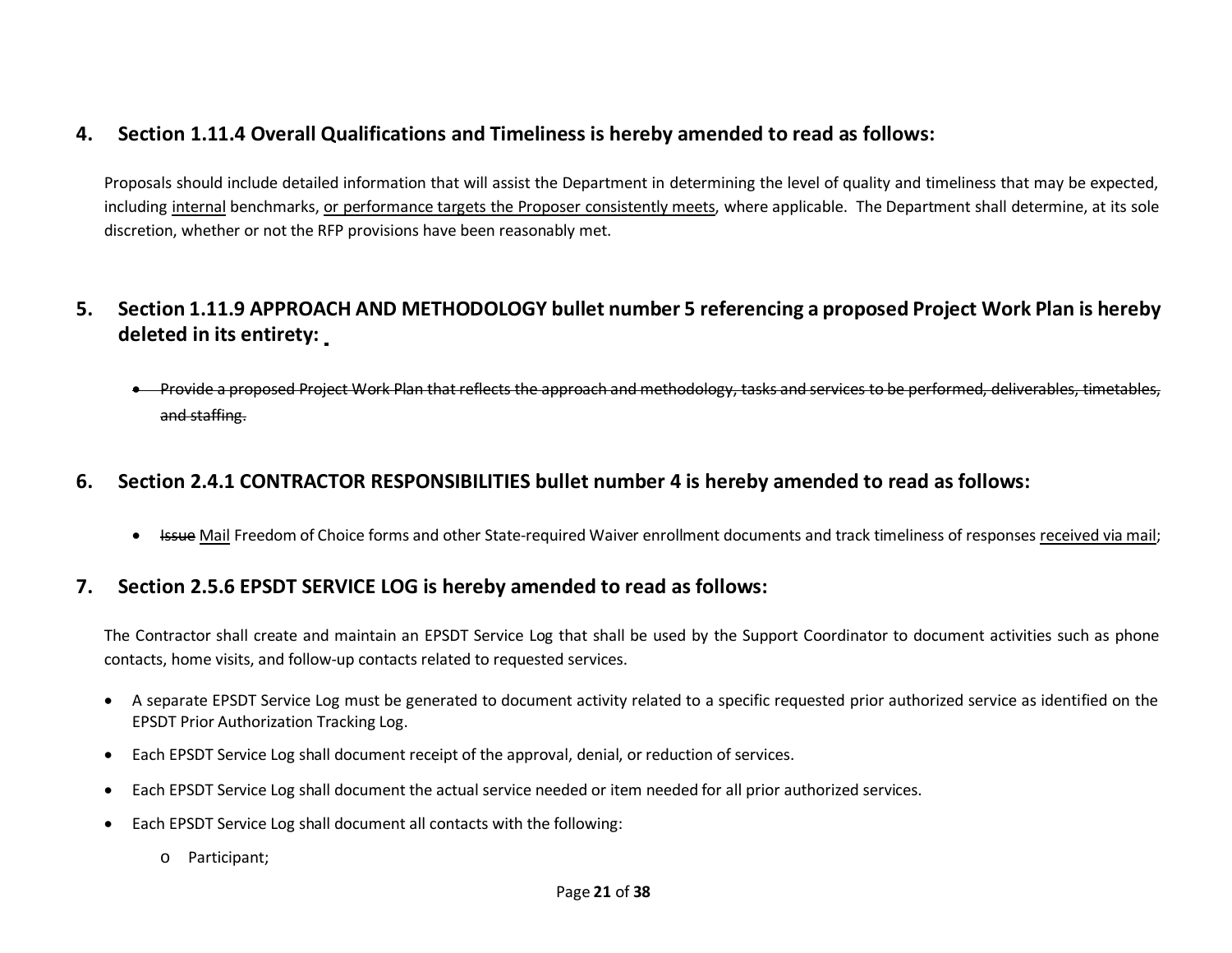## 4. Section 1.11.4 Overall Qualifications and Timeliness is hereby amended to read as follows:

Proposals should include detailed information that will assist the Department in determining the level of quality and timeliness that may be expected, including <u>internal</u> benchmarks, <u>or performance targets the Proposer consistently meets</u>, where applicable. The Department shall determine, at its sole discretion, whether or not the RFP provisions have been reasonably met.

## 5. Section 1.11.9 APPROACH AND METHODOLOGY bullet number 5 referencing a proposed Project Work Plan is hereby deleted in its entirety:

- ~~Provide a proposed Project Work Plan that reflects the approach and methodology, tasks and services to be performed, deliverables, timetables, and staffing.~~

## 6. Section 2.4.1 CONTRACTOR RESPONSIBILITIES bullet number 4 is hereby amended to read as follows:

- ~~Issue~~ <u>Mail</u> Freedom of Choice forms and other State-required Waiver enrollment documents and track timeliness of responses <u>received via mail</u>;

## 7. Section 2.5.6 EPSDT SERVICE LOG is hereby amended to read as follows:

The Contractor shall create and maintain an EPSDT Service Log that shall be used by the Support Coordinator to document activities such as phone contacts, home visits, and follow-up contacts related to requested services.

- A separate EPSDT Service Log must be generated to document activity related to a specific requested prior authorized service as identified on the EPSDT Prior Authorization Tracking Log.
- Each EPSDT Service Log shall document receipt of the approval, denial, or reduction of services.
- Each EPSDT Service Log shall document the actual service needed or item needed for all prior authorized services.
- Each EPSDT Service Log shall document all contacts with the following:
  - Participant;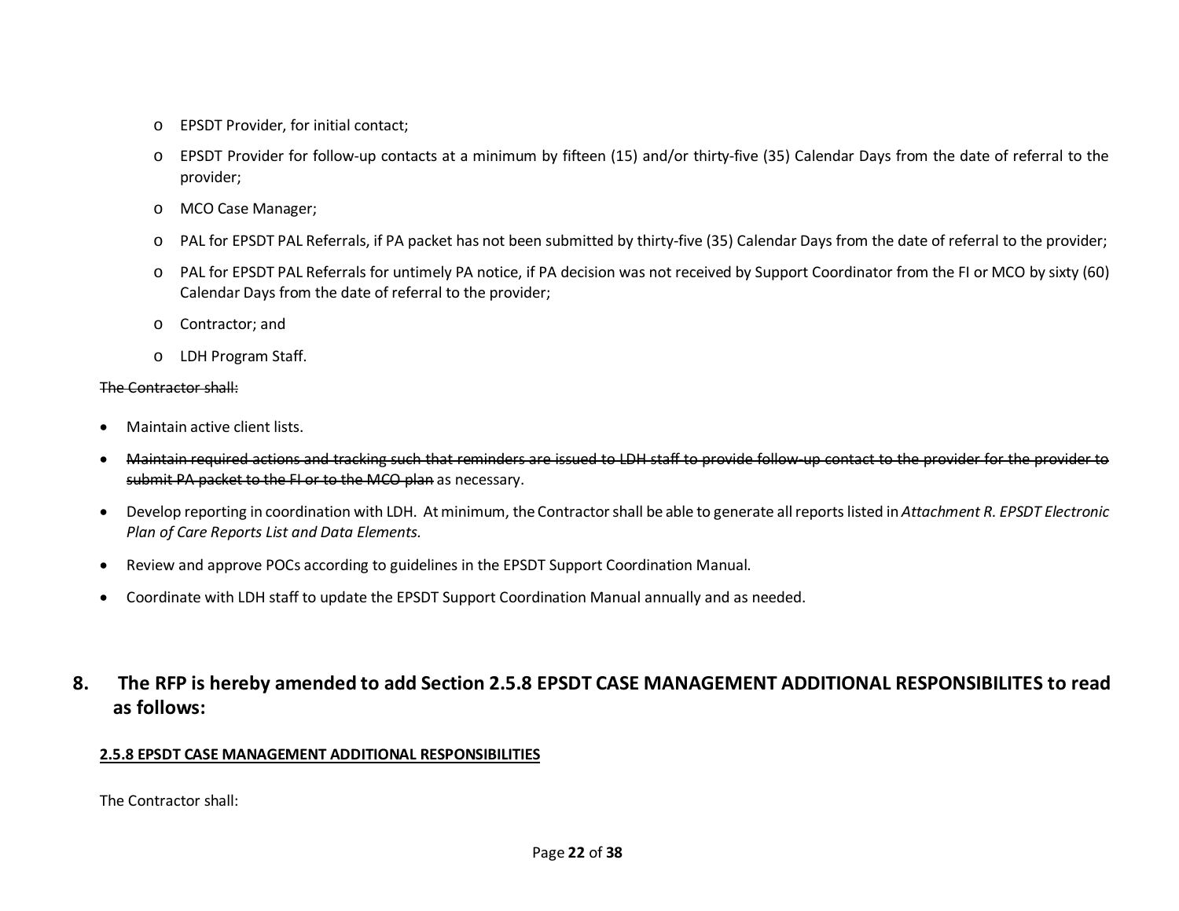- EPSDT Provider, for initial contact;
  - EPSDT Provider for follow-up contacts at a minimum by fifteen (15) and/or thirty-five (35) Calendar Days from the date of referral to the provider;
  - MCO Case Manager;
  - PAL for EPSDT PAL Referrals, if PA packet has not been submitted by thirty-five (35) Calendar Days from the date of referral to the provider;
  - PAL for EPSDT PAL Referrals for untimely PA notice, if PA decision was not received by Support Coordinator from the FI or MCO by sixty (60) Calendar Days from the date of referral to the provider;
  - Contractor; and
  - LDH Program Staff.

~~The Contractor shall:~~

- Maintain active client lists.
- ~~Maintain required actions and tracking such that reminders are issued to LDH staff to provide follow-up contact to the provider for the provider to submit PA packet to the FI or to the MCO plan~~ as necessary.
- Develop reporting in coordination with LDH. At minimum, the Contractor shall be able to generate all reports listed in *Attachment R. EPSDT Electronic Plan of Care Reports List and Data Elements.*
- Review and approve POCs according to guidelines in the EPSDT Support Coordination Manual.
- Coordinate with LDH staff to update the EPSDT Support Coordination Manual annually and as needed.

## 8. The RFP is hereby amended to add Section 2.5.8 EPSDT CASE MANAGEMENT ADDITIONAL RESPONSIBILITES to read as follows:

**<u>2.5.8 EPSDT CASE MANAGEMENT ADDITIONAL RESPONSIBILITIES</u>**

The Contractor shall: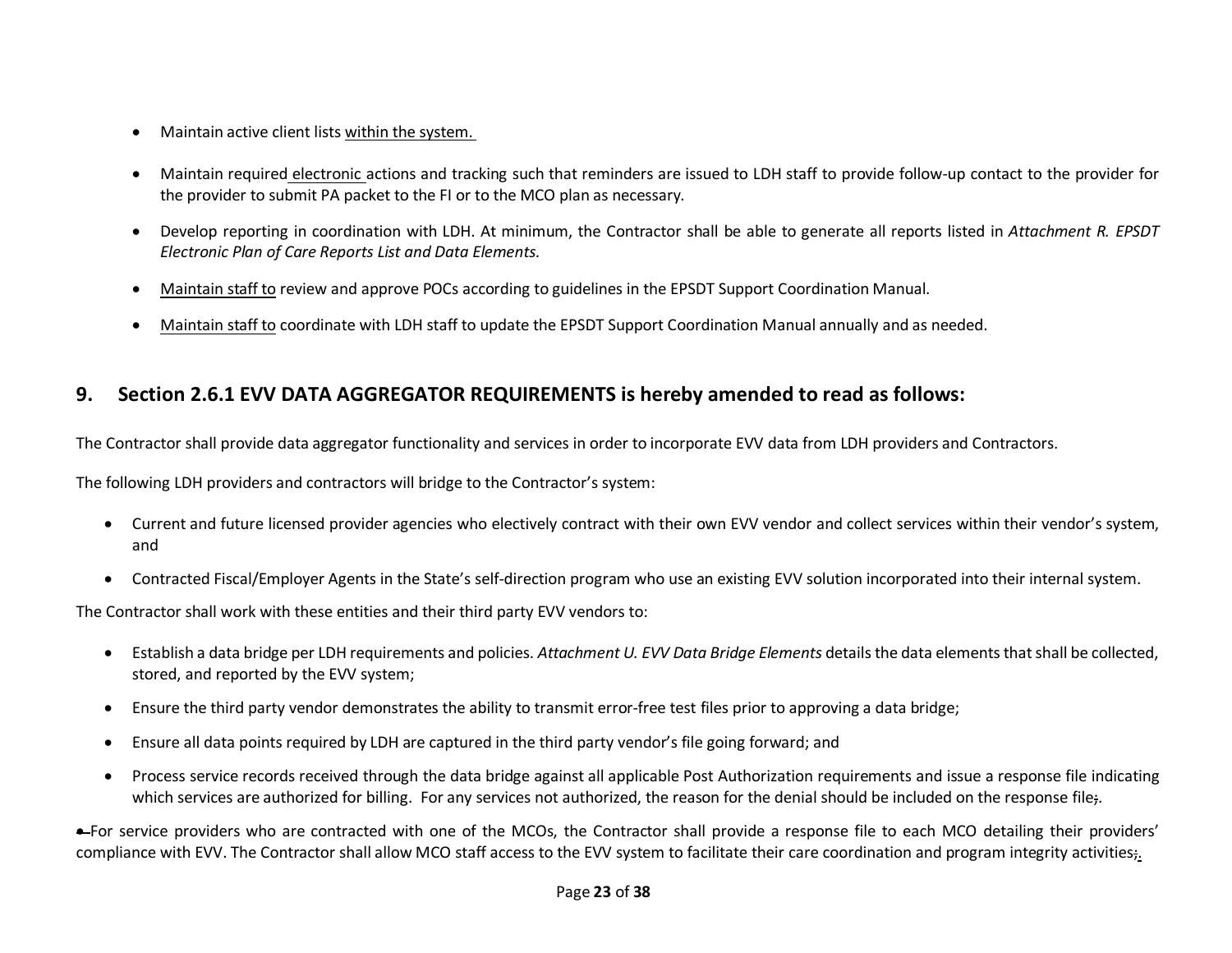- Maintain active client lists within the system.
- Maintain required electronic actions and tracking such that reminders are issued to LDH staff to provide follow-up contact to the provider for the provider to submit PA packet to the FI or to the MCO plan as necessary.
- Develop reporting in coordination with LDH. At minimum, the Contractor shall be able to generate all reports listed in *Attachment R. EPSDT Electronic Plan of Care Reports List and Data Elements.*
- Maintain staff to review and approve POCs according to guidelines in the EPSDT Support Coordination Manual.
- Maintain staff to coordinate with LDH staff to update the EPSDT Support Coordination Manual annually and as needed.

## 9. Section 2.6.1 EVV DATA AGGREGATOR REQUIREMENTS is hereby amended to read as follows:

The Contractor shall provide data aggregator functionality and services in order to incorporate EVV data from LDH providers and Contractors.

The following LDH providers and contractors will bridge to the Contractor's system:

- Current and future licensed provider agencies who electively contract with their own EVV vendor and collect services within their vendor's system, and
- Contracted Fiscal/Employer Agents in the State's self-direction program who use an existing EVV solution incorporated into their internal system.

The Contractor shall work with these entities and their third party EVV vendors to:

- Establish a data bridge per LDH requirements and policies. *Attachment U. EVV Data Bridge Elements* details the data elements that shall be collected, stored, and reported by the EVV system;
- Ensure the third party vendor demonstrates the ability to transmit error-free test files prior to approving a data bridge;
- Ensure all data points required by LDH are captured in the third party vendor's file going forward; and
- Process service records received through the data bridge against all applicable Post Authorization requirements and issue a response file indicating which services are authorized for billing. For any services not authorized, the reason for the denial should be included on the response file;.

For service providers who are contracted with one of the MCOs, the Contractor shall provide a response file to each MCO detailing their providers' compliance with EVV. The Contractor shall allow MCO staff access to the EVV system to facilitate their care coordination and program integrity activities;.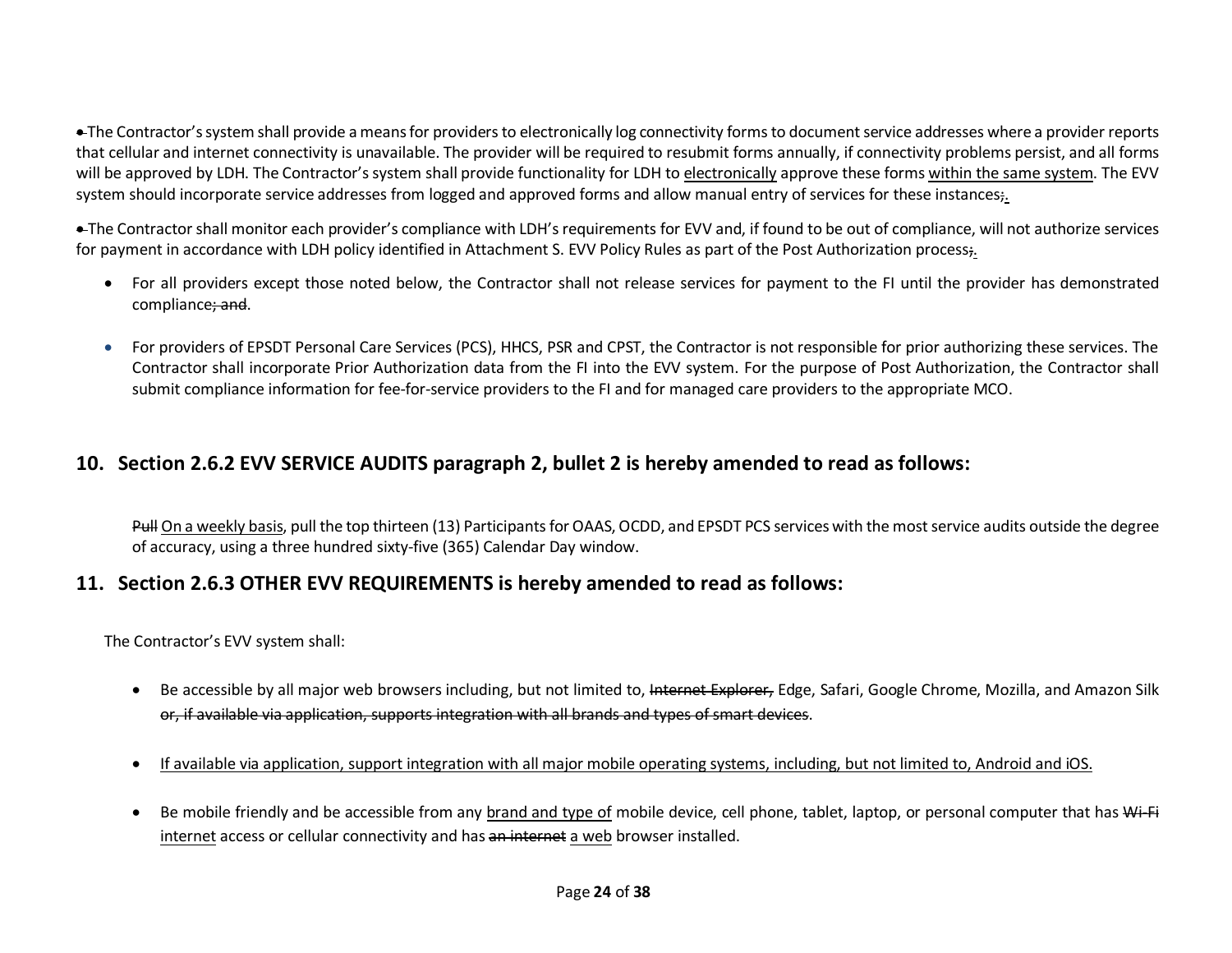The Contractor's system shall provide a means for providers to electronically log connectivity forms to document service addresses where a provider reports that cellular and internet connectivity is unavailable. The provider will be required to resubmit forms annually, if connectivity problems persist, and all forms will be approved by LDH. The Contractor's system shall provide functionality for LDH to electronically approve these forms within the same system. The EVV system should incorporate service addresses from logged and approved forms and allow manual entry of services for these instances~~;~~.

The Contractor shall monitor each provider's compliance with LDH's requirements for EVV and, if found to be out of compliance, will not authorize services for payment in accordance with LDH policy identified in Attachment S. EVV Policy Rules as part of the Post Authorization process~~;~~.

- For all providers except those noted below, the Contractor shall not release services for payment to the FI until the provider has demonstrated compliance~~; and~~.
- For providers of EPSDT Personal Care Services (PCS), HHCS, PSR and CPST, the Contractor is not responsible for prior authorizing these services. The Contractor shall incorporate Prior Authorization data from the FI into the EVV system. For the purpose of Post Authorization, the Contractor shall submit compliance information for fee-for-service providers to the FI and for managed care providers to the appropriate MCO.

## 10. Section 2.6.2 EVV SERVICE AUDITS paragraph 2, bullet 2 is hereby amended to read as follows:

~~Pull~~ On a weekly basis, pull the top thirteen (13) Participants for OAAS, OCDD, and EPSDT PCS services with the most service audits outside the degree of accuracy, using a three hundred sixty-five (365) Calendar Day window.

## 11. Section 2.6.3 OTHER EVV REQUIREMENTS is hereby amended to read as follows:

The Contractor's EVV system shall:

- Be accessible by all major web browsers including, but not limited to, ~~Internet Explorer,~~ Edge, Safari, Google Chrome, Mozilla, and Amazon Silk ~~or, if available via application, supports integration with all brands and types of smart devices~~.
- If available via application, support integration with all major mobile operating systems, including, but not limited to, Android and iOS.
- Be mobile friendly and be accessible from any brand and type of mobile device, cell phone, tablet, laptop, or personal computer that has ~~Wi-Fi~~ internet access or cellular connectivity and has ~~an internet~~ a web browser installed.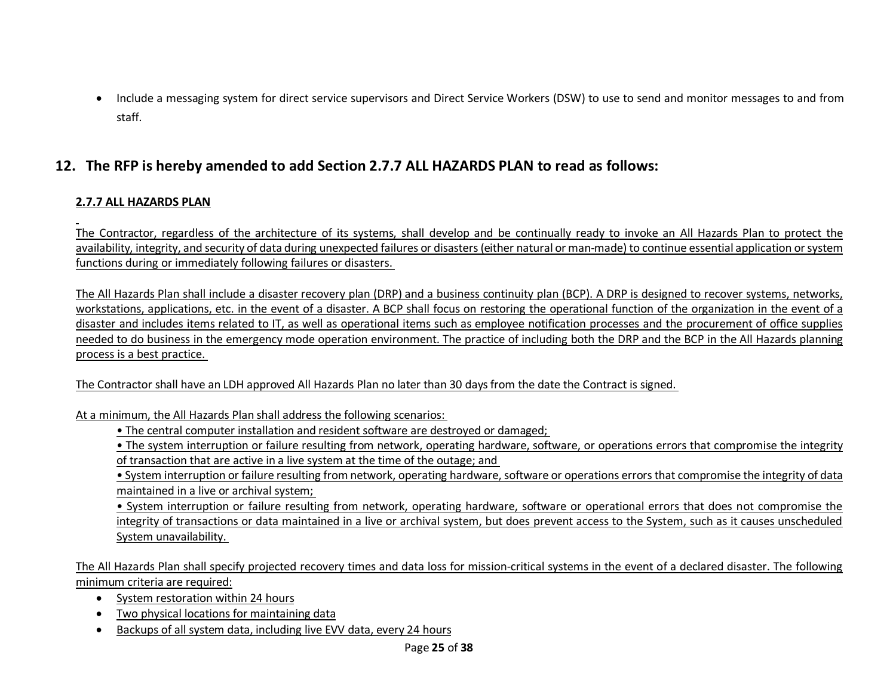- Include a messaging system for direct service supervisors and Direct Service Workers (DSW) to use to send and monitor messages to and from staff.

## 12. The RFP is hereby amended to add Section 2.7.7 ALL HAZARDS PLAN to read as follows:

**2.7.7 ALL HAZARDS PLAN**

The Contractor, regardless of the architecture of its systems, shall develop and be continually ready to invoke an All Hazards Plan to protect the availability, integrity, and security of data during unexpected failures or disasters (either natural or man-made) to continue essential application or system functions during or immediately following failures or disasters.

The All Hazards Plan shall include a disaster recovery plan (DRP) and a business continuity plan (BCP). A DRP is designed to recover systems, networks, workstations, applications, etc. in the event of a disaster. A BCP shall focus on restoring the operational function of the organization in the event of a disaster and includes items related to IT, as well as operational items such as employee notification processes and the procurement of office supplies needed to do business in the emergency mode operation environment. The practice of including both the DRP and the BCP in the All Hazards planning process is a best practice.

The Contractor shall have an LDH approved All Hazards Plan no later than 30 days from the date the Contract is signed.

At a minimum, the All Hazards Plan shall address the following scenarios:

- The central computer installation and resident software are destroyed or damaged;
- The system interruption or failure resulting from network, operating hardware, software, or operations errors that compromise the integrity of transaction that are active in a live system at the time of the outage; and
- System interruption or failure resulting from network, operating hardware, software or operations errors that compromise the integrity of data maintained in a live or archival system;
- System interruption or failure resulting from network, operating hardware, software or operational errors that does not compromise the integrity of transactions or data maintained in a live or archival system, but does prevent access to the System, such as it causes unscheduled System unavailability.

The All Hazards Plan shall specify projected recovery times and data loss for mission-critical systems in the event of a declared disaster. The following minimum criteria are required:

- System restoration within 24 hours
- Two physical locations for maintaining data
- Backups of all system data, including live EVV data, every 24 hours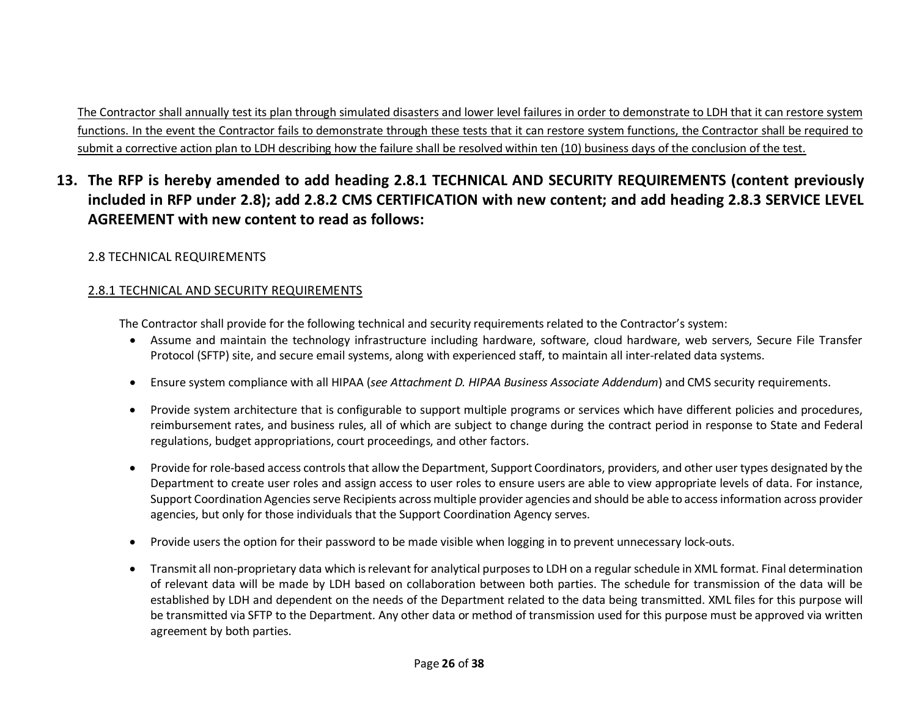<u>The Contractor shall annually test its plan through simulated disasters and lower level failures in order to demonstrate to LDH that it can restore system functions. In the event the Contractor fails to demonstrate through these tests that it can restore system functions, the Contractor shall be required to submit a corrective action plan to LDH describing how the failure shall be resolved within ten (10) business days of the conclusion of the test.</u>

**13. The RFP is hereby amended to add heading 2.8.1 TECHNICAL AND SECURITY REQUIREMENTS (content previously included in RFP under 2.8); add 2.8.2 CMS CERTIFICATION with new content; and add heading 2.8.3 SERVICE LEVEL AGREEMENT with new content to read as follows:**

2.8 TECHNICAL REQUIREMENTS

<u>2.8.1 TECHNICAL AND SECURITY REQUIREMENTS</u>

The Contractor shall provide for the following technical and security requirements related to the Contractor's system:

- Assume and maintain the technology infrastructure including hardware, software, cloud hardware, web servers, Secure File Transfer Protocol (SFTP) site, and secure email systems, along with experienced staff, to maintain all inter-related data systems.
- Ensure system compliance with all HIPAA (*see Attachment D. HIPAA Business Associate Addendum*) and CMS security requirements.
- Provide system architecture that is configurable to support multiple programs or services which have different policies and procedures, reimbursement rates, and business rules, all of which are subject to change during the contract period in response to State and Federal regulations, budget appropriations, court proceedings, and other factors.
- Provide for role-based access controls that allow the Department, Support Coordinators, providers, and other user types designated by the Department to create user roles and assign access to user roles to ensure users are able to view appropriate levels of data. For instance, Support Coordination Agencies serve Recipients across multiple provider agencies and should be able to access information across provider agencies, but only for those individuals that the Support Coordination Agency serves.
- Provide users the option for their password to be made visible when logging in to prevent unnecessary lock-outs.
- Transmit all non-proprietary data which is relevant for analytical purposes to LDH on a regular schedule in XML format. Final determination of relevant data will be made by LDH based on collaboration between both parties. The schedule for transmission of the data will be established by LDH and dependent on the needs of the Department related to the data being transmitted. XML files for this purpose will be transmitted via SFTP to the Department. Any other data or method of transmission used for this purpose must be approved via written agreement by both parties.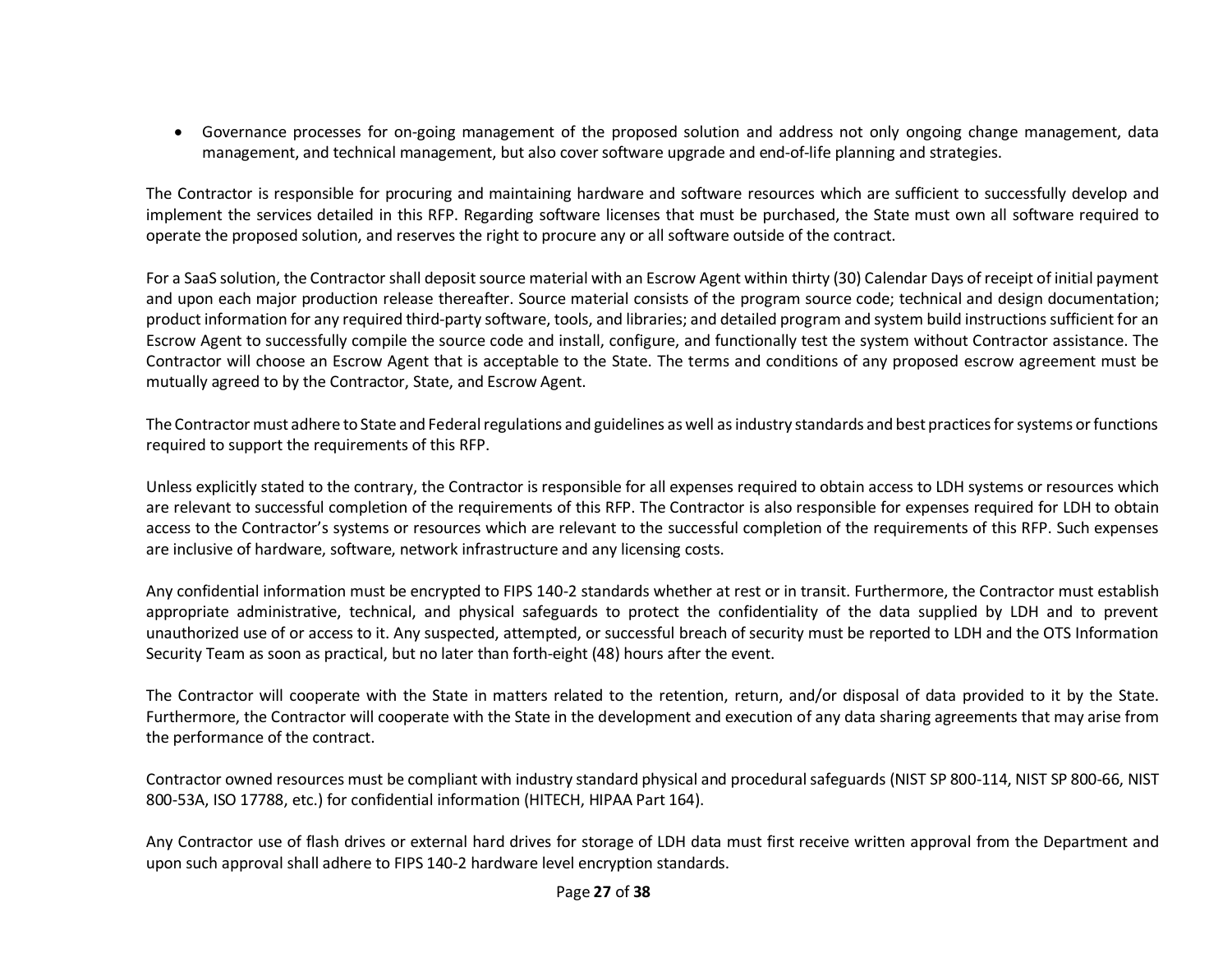- Governance processes for on-going management of the proposed solution and address not only ongoing change management, data management, and technical management, but also cover software upgrade and end-of-life planning and strategies.

The Contractor is responsible for procuring and maintaining hardware and software resources which are sufficient to successfully develop and implement the services detailed in this RFP. Regarding software licenses that must be purchased, the State must own all software required to operate the proposed solution, and reserves the right to procure any or all software outside of the contract.

For a SaaS solution, the Contractor shall deposit source material with an Escrow Agent within thirty (30) Calendar Days of receipt of initial payment and upon each major production release thereafter. Source material consists of the program source code; technical and design documentation; product information for any required third-party software, tools, and libraries; and detailed program and system build instructions sufficient for an Escrow Agent to successfully compile the source code and install, configure, and functionally test the system without Contractor assistance. The Contractor will choose an Escrow Agent that is acceptable to the State. The terms and conditions of any proposed escrow agreement must be mutually agreed to by the Contractor, State, and Escrow Agent.

The Contractor must adhere to State and Federal regulations and guidelines as well as industry standards and best practices for systems or functions required to support the requirements of this RFP.

Unless explicitly stated to the contrary, the Contractor is responsible for all expenses required to obtain access to LDH systems or resources which are relevant to successful completion of the requirements of this RFP. The Contractor is also responsible for expenses required for LDH to obtain access to the Contractor's systems or resources which are relevant to the successful completion of the requirements of this RFP. Such expenses are inclusive of hardware, software, network infrastructure and any licensing costs.

Any confidential information must be encrypted to FIPS 140-2 standards whether at rest or in transit. Furthermore, the Contractor must establish appropriate administrative, technical, and physical safeguards to protect the confidentiality of the data supplied by LDH and to prevent unauthorized use of or access to it. Any suspected, attempted, or successful breach of security must be reported to LDH and the OTS Information Security Team as soon as practical, but no later than forth-eight (48) hours after the event.

The Contractor will cooperate with the State in matters related to the retention, return, and/or disposal of data provided to it by the State. Furthermore, the Contractor will cooperate with the State in the development and execution of any data sharing agreements that may arise from the performance of the contract.

Contractor owned resources must be compliant with industry standard physical and procedural safeguards (NIST SP 800-114, NIST SP 800-66, NIST 800-53A, ISO 17788, etc.) for confidential information (HITECH, HIPAA Part 164).

Any Contractor use of flash drives or external hard drives for storage of LDH data must first receive written approval from the Department and upon such approval shall adhere to FIPS 140-2 hardware level encryption standards.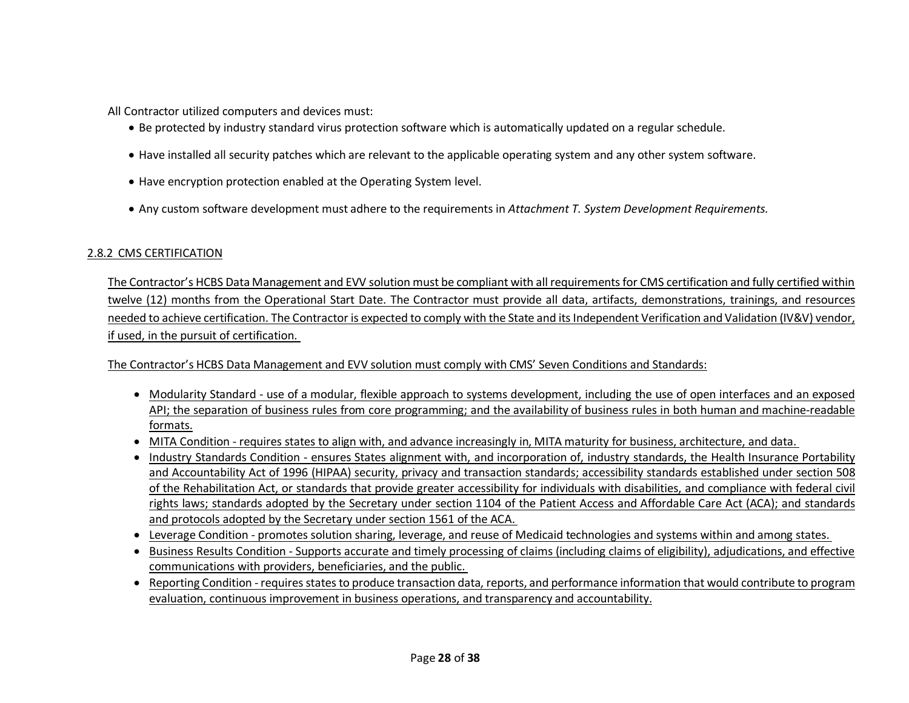All Contractor utilized computers and devices must:

- Be protected by industry standard virus protection software which is automatically updated on a regular schedule.
- Have installed all security patches which are relevant to the applicable operating system and any other system software.
- Have encryption protection enabled at the Operating System level.
- Any custom software development must adhere to the requirements in *Attachment T. System Development Requirements.*

### 2.8.2 CMS CERTIFICATION

The Contractor's HCBS Data Management and EVV solution must be compliant with all requirements for CMS certification and fully certified within twelve (12) months from the Operational Start Date. The Contractor must provide all data, artifacts, demonstrations, trainings, and resources needed to achieve certification. The Contractor is expected to comply with the State and its Independent Verification and Validation (IV&V) vendor, if used, in the pursuit of certification.

The Contractor's HCBS Data Management and EVV solution must comply with CMS' Seven Conditions and Standards:

- Modularity Standard - use of a modular, flexible approach to systems development, including the use of open interfaces and an exposed API; the separation of business rules from core programming; and the availability of business rules in both human and machine-readable formats.
- MITA Condition - requires states to align with, and advance increasingly in, MITA maturity for business, architecture, and data.
- Industry Standards Condition - ensures States alignment with, and incorporation of, industry standards, the Health Insurance Portability and Accountability Act of 1996 (HIPAA) security, privacy and transaction standards; accessibility standards established under section 508 of the Rehabilitation Act, or standards that provide greater accessibility for individuals with disabilities, and compliance with federal civil rights laws; standards adopted by the Secretary under section 1104 of the Patient Access and Affordable Care Act (ACA); and standards and protocols adopted by the Secretary under section 1561 of the ACA.
- Leverage Condition - promotes solution sharing, leverage, and reuse of Medicaid technologies and systems within and among states.
- Business Results Condition - Supports accurate and timely processing of claims (including claims of eligibility), adjudications, and effective communications with providers, beneficiaries, and the public.
- Reporting Condition - requires states to produce transaction data, reports, and performance information that would contribute to program evaluation, continuous improvement in business operations, and transparency and accountability.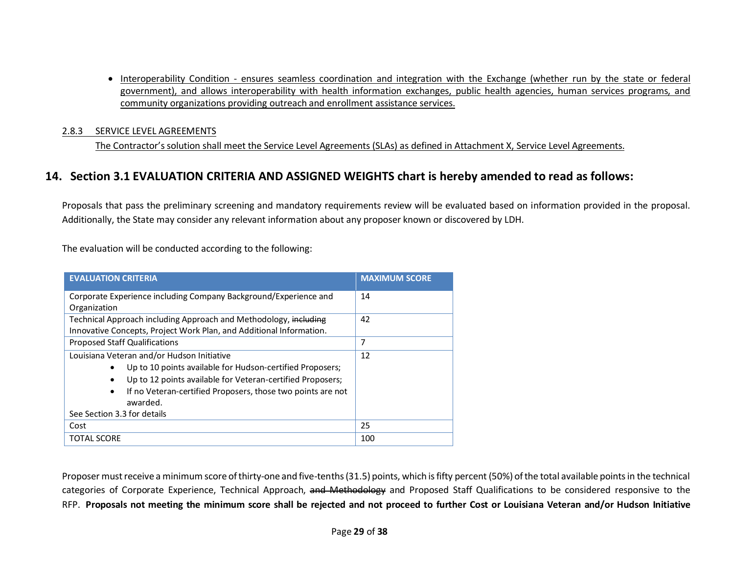- Interoperability Condition - ensures seamless coordination and integration with the Exchange (whether run by the state or federal government), and allows interoperability with health information exchanges, public health agencies, human services programs, and community organizations providing outreach and enrollment assistance services.

2.8.3 SERVICE LEVEL AGREEMENTS

The Contractor's solution shall meet the Service Level Agreements (SLAs) as defined in Attachment X, Service Level Agreements.

## 14. Section 3.1 EVALUATION CRITERIA AND ASSIGNED WEIGHTS chart is hereby amended to read as follows:

Proposals that pass the preliminary screening and mandatory requirements review will be evaluated based on information provided in the proposal. Additionally, the State may consider any relevant information about any proposer known or discovered by LDH.

The evaluation will be conducted according to the following:

| EVALUATION CRITERIA | MAXIMUM SCORE |
|---|---|
| Corporate Experience including Company Background/Experience and Organization | 14 |
| Technical Approach including Approach and Methodology, ~~including~~ Innovative Concepts, Project Work Plan, and Additional Information. | 42 |
| Proposed Staff Qualifications | 7 |
| Louisiana Veteran and/or Hudson Initiative<br>• Up to 10 points available for Hudson-certified Proposers;<br>• Up to 12 points available for Veteran-certified Proposers;<br>• If no Veteran-certified Proposers, those two points are not awarded.<br>See Section 3.3 for details | 12 |
| Cost | 25 |
| TOTAL SCORE | 100 |

Proposer must receive a minimum score of thirty-one and five-tenths (31.5) points, which is fifty percent (50%) of the total available points in the technical categories of Corporate Experience, Technical Approach, ~~and Methodology~~ and Proposed Staff Qualifications to be considered responsive to the RFP. **Proposals not meeting the minimum score shall be rejected and not proceed to further Cost or Louisiana Veteran and/or Hudson Initiative**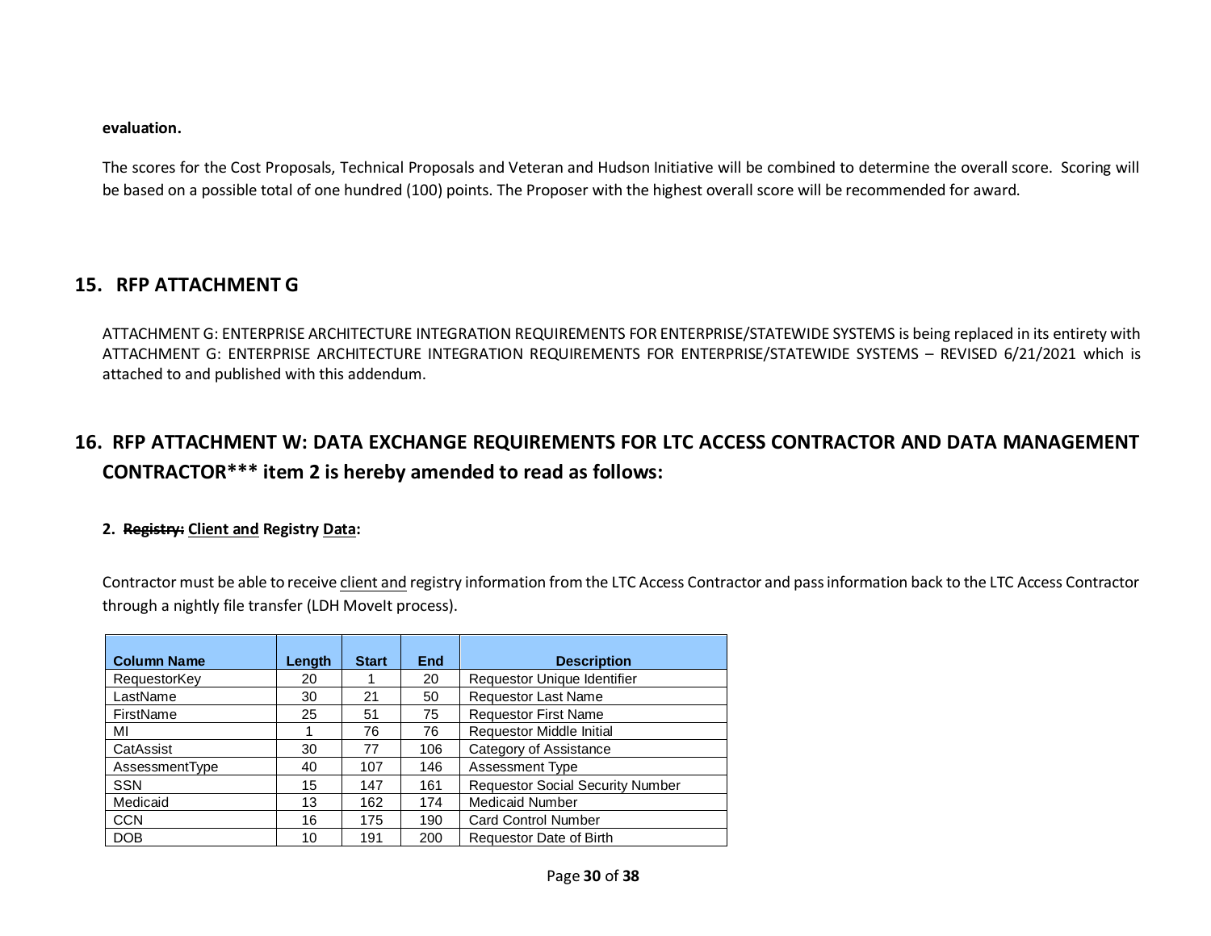**evaluation.**

The scores for the Cost Proposals, Technical Proposals and Veteran and Hudson Initiative will be combined to determine the overall score. Scoring will be based on a possible total of one hundred (100) points. The Proposer with the highest overall score will be recommended for award.

## 15. RFP ATTACHMENT G

ATTACHMENT G: ENTERPRISE ARCHITECTURE INTEGRATION REQUIREMENTS FOR ENTERPRISE/STATEWIDE SYSTEMS is being replaced in its entirety with ATTACHMENT G: ENTERPRISE ARCHITECTURE INTEGRATION REQUIREMENTS FOR ENTERPRISE/STATEWIDE SYSTEMS – REVISED 6/21/2021 which is attached to and published with this addendum.

## 16. RFP ATTACHMENT W: DATA EXCHANGE REQUIREMENTS FOR LTC ACCESS CONTRACTOR AND DATA MANAGEMENT CONTRACTOR*** item 2 is hereby amended to read as follows:

**2. ~~Registry:~~ <u>Client and</u> Registry <u>Data</u>:**

Contractor must be able to receive <u>client and</u> registry information from the LTC Access Contractor and pass information back to the LTC Access Contractor through a nightly file transfer (LDH MoveIt process).

| Column Name | Length | Start | End | Description |
|---|---|---|---|---|
| RequestorKey | 20 | 1 | 20 | Requestor Unique Identifier |
| LastName | 30 | 21 | 50 | Requestor Last Name |
| FirstName | 25 | 51 | 75 | Requestor First Name |
| MI | 1 | 76 | 76 | Requestor Middle Initial |
| CatAssist | 30 | 77 | 106 | Category of Assistance |
| AssessmentType | 40 | 107 | 146 | Assessment Type |
| SSN | 15 | 147 | 161 | Requestor Social Security Number |
| Medicaid | 13 | 162 | 174 | Medicaid Number |
| CCN | 16 | 175 | 190 | Card Control Number |
| DOB | 10 | 191 | 200 | Requestor Date of Birth |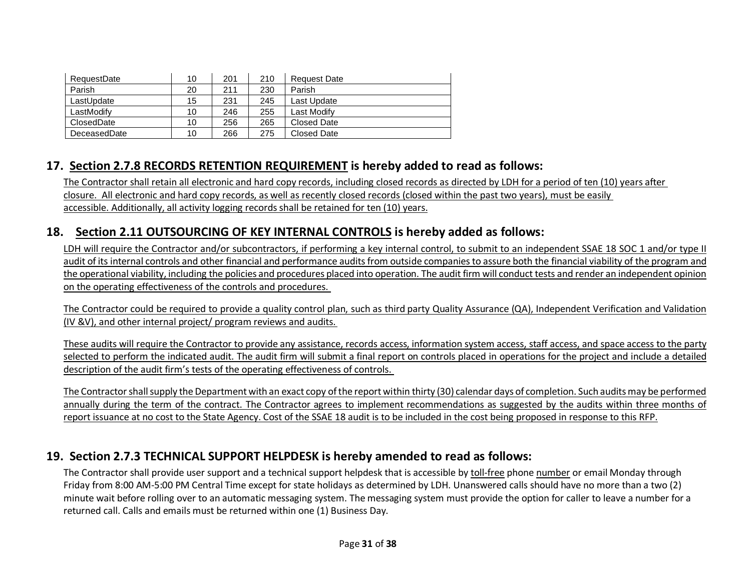| RequestDate | 10 | 201 | 210 | Request Date |
|---|---|---|---|---|
| Parish | 20 | 211 | 230 | Parish |
| LastUpdate | 15 | 231 | 245 | Last Update |
| LastModify | 10 | 246 | 255 | Last Modify |
| ClosedDate | 10 | 256 | 265 | Closed Date |
| DeceasedDate | 10 | 266 | 275 | Closed Date |

## 17. Section 2.7.8 RECORDS RETENTION REQUIREMENT is hereby added to read as follows:

The Contractor shall retain all electronic and hard copy records, including closed records as directed by LDH for a period of ten (10) years after closure. All electronic and hard copy records, as well as recently closed records (closed within the past two years), must be easily accessible. Additionally, all activity logging records shall be retained for ten (10) years.

## 18. Section 2.11 OUTSOURCING OF KEY INTERNAL CONTROLS is hereby added as follows:

LDH will require the Contractor and/or subcontractors, if performing a key internal control, to submit to an independent SSAE 18 SOC 1 and/or type II audit of its internal controls and other financial and performance audits from outside companies to assure both the financial viability of the program and the operational viability, including the policies and procedures placed into operation. The audit firm will conduct tests and render an independent opinion on the operating effectiveness of the controls and procedures.

The Contractor could be required to provide a quality control plan, such as third party Quality Assurance (QA), Independent Verification and Validation (IV &V), and other internal project/ program reviews and audits.

These audits will require the Contractor to provide any assistance, records access, information system access, staff access, and space access to the party selected to perform the indicated audit. The audit firm will submit a final report on controls placed in operations for the project and include a detailed description of the audit firm's tests of the operating effectiveness of controls.

The Contractor shall supply the Department with an exact copy of the report within thirty (30) calendar days of completion. Such audits may be performed annually during the term of the contract. The Contractor agrees to implement recommendations as suggested by the audits within three months of report issuance at no cost to the State Agency. Cost of the SSAE 18 audit is to be included in the cost being proposed in response to this RFP.

## 19. Section 2.7.3 TECHNICAL SUPPORT HELPDESK is hereby amended to read as follows:

The Contractor shall provide user support and a technical support helpdesk that is accessible by toll-free phone number or email Monday through Friday from 8:00 AM-5:00 PM Central Time except for state holidays as determined by LDH. Unanswered calls should have no more than a two (2) minute wait before rolling over to an automatic messaging system. The messaging system must provide the option for caller to leave a number for a returned call. Calls and emails must be returned within one (1) Business Day.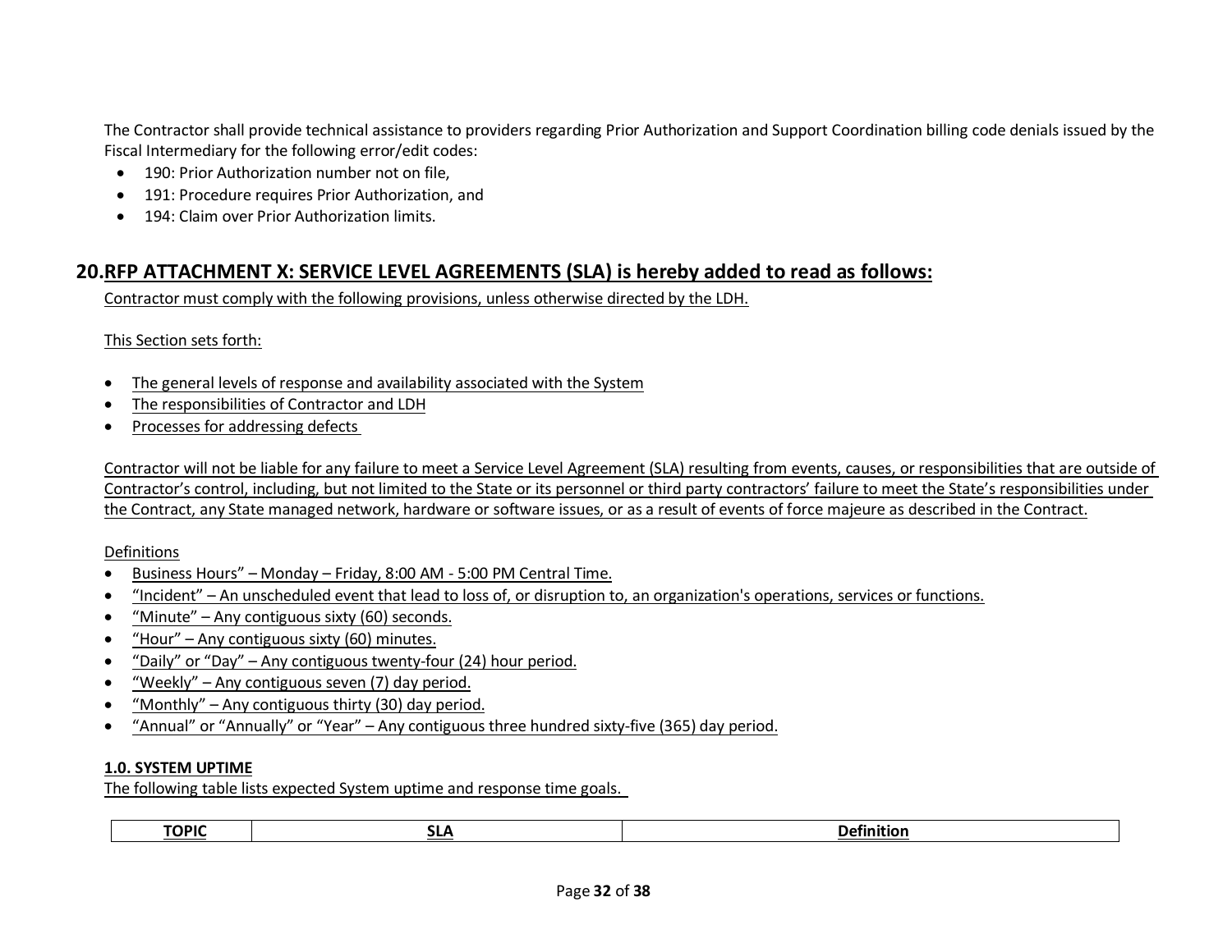The Contractor shall provide technical assistance to providers regarding Prior Authorization and Support Coordination billing code denials issued by the Fiscal Intermediary for the following error/edit codes:

- 190: Prior Authorization number not on file,
- 191: Procedure requires Prior Authorization, and
- 194: Claim over Prior Authorization limits.

## 20. RFP ATTACHMENT X: SERVICE LEVEL AGREEMENTS (SLA) is hereby added to read as follows:

Contractor must comply with the following provisions, unless otherwise directed by the LDH.

This Section sets forth:

- The general levels of response and availability associated with the System
- The responsibilities of Contractor and LDH
- Processes for addressing defects

Contractor will not be liable for any failure to meet a Service Level Agreement (SLA) resulting from events, causes, or responsibilities that are outside of Contractor's control, including, but not limited to the State or its personnel or third party contractors' failure to meet the State's responsibilities under the Contract, any State managed network, hardware or software issues, or as a result of events of force majeure as described in the Contract.

Definitions

- Business Hours" – Monday – Friday, 8:00 AM - 5:00 PM Central Time.
- "Incident" – An unscheduled event that lead to loss of, or disruption to, an organization's operations, services or functions.
- "Minute" – Any contiguous sixty (60) seconds.
- "Hour" – Any contiguous sixty (60) minutes.
- "Daily" or "Day" – Any contiguous twenty-four (24) hour period.
- "Weekly" – Any contiguous seven (7) day period.
- "Monthly" – Any contiguous thirty (30) day period.
- "Annual" or "Annually" or "Year" – Any contiguous three hundred sixty-five (365) day period.

**1.0. SYSTEM UPTIME**

The following table lists expected System uptime and response time goals.

| TOPIC | SLA | Definition |
|---|---|---|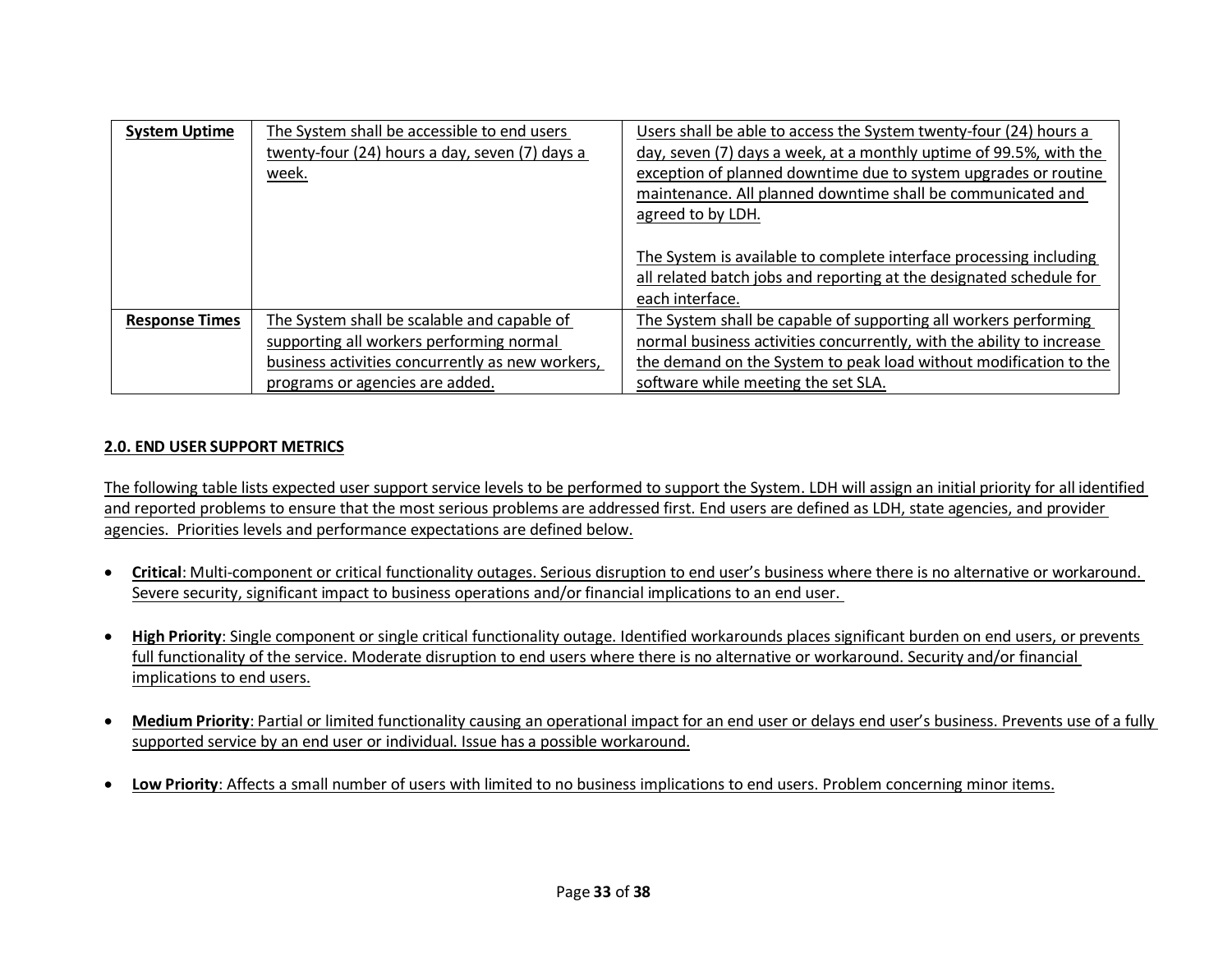| **System Uptime** | The System shall be accessible to end users twenty-four (24) hours a day, seven (7) days a week. | Users shall be able to access the System twenty-four (24) hours a day, seven (7) days a week, at a monthly uptime of 99.5%, with the exception of planned downtime due to system upgrades or routine maintenance. All planned downtime shall be communicated and agreed to by LDH.<br><br>The System is available to complete interface processing including all related batch jobs and reporting at the designated schedule for each interface. |
|---|---|---|
| **Response Times** | The System shall be scalable and capable of supporting all workers performing normal business activities concurrently as new workers, programs or agencies are added. | The System shall be capable of supporting all workers performing normal business activities concurrently, with the ability to increase the demand on the System to peak load without modification to the software while meeting the set SLA. |

## 2.0. END USER SUPPORT METRICS

The following table lists expected user support service levels to be performed to support the System. LDH will assign an initial priority for all identified and reported problems to ensure that the most serious problems are addressed first. End users are defined as LDH, state agencies, and provider agencies. Priorities levels and performance expectations are defined below.

- **Critical**: Multi-component or critical functionality outages. Serious disruption to end user's business where there is no alternative or workaround. Severe security, significant impact to business operations and/or financial implications to an end user.
- **High Priority**: Single component or single critical functionality outage. Identified workarounds places significant burden on end users, or prevents full functionality of the service. Moderate disruption to end users where there is no alternative or workaround. Security and/or financial implications to end users.
- **Medium Priority**: Partial or limited functionality causing an operational impact for an end user or delays end user's business. Prevents use of a fully supported service by an end user or individual. Issue has a possible workaround.
- **Low Priority**: Affects a small number of users with limited to no business implications to end users. Problem concerning minor items.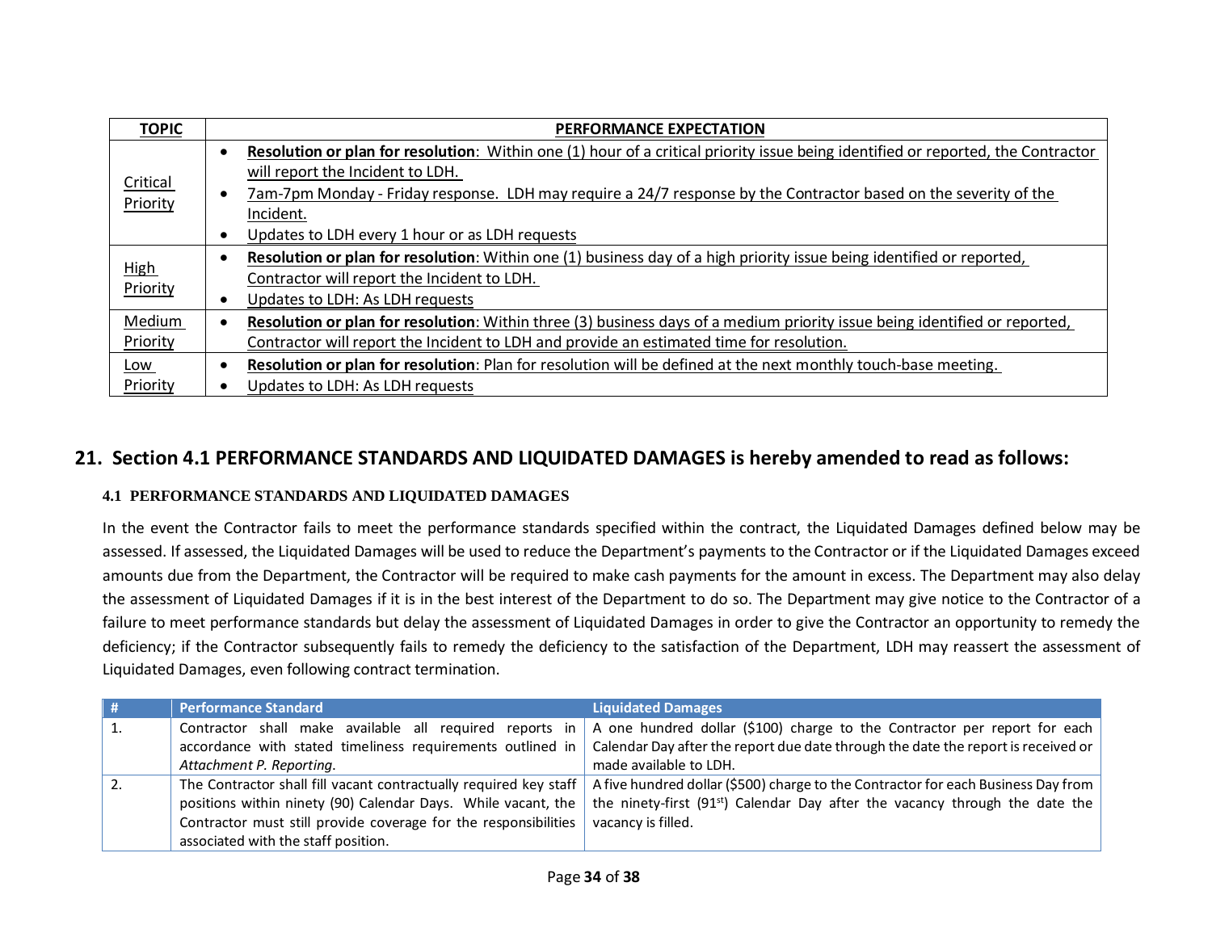| TOPIC | PERFORMANCE EXPECTATION |
|---|---|
| Critical Priority | • **Resolution or plan for resolution**: Within one (1) hour of a critical priority issue being identified or reported, the Contractor will report the Incident to LDH.<br>• 7am-7pm Monday - Friday response. LDH may require a 24/7 response by the Contractor based on the severity of the Incident.<br>• Updates to LDH every 1 hour or as LDH requests |
| High Priority | • **Resolution or plan for resolution**: Within one (1) business day of a high priority issue being identified or reported, Contractor will report the Incident to LDH.<br>• Updates to LDH: As LDH requests |
| Medium Priority | • **Resolution or plan for resolution**: Within three (3) business days of a medium priority issue being identified or reported, Contractor will report the Incident to LDH and provide an estimated time for resolution. |
| Low Priority | • **Resolution or plan for resolution**: Plan for resolution will be defined at the next monthly touch-base meeting.<br>• Updates to LDH: As LDH requests |

## 21. Section 4.1 PERFORMANCE STANDARDS AND LIQUIDATED DAMAGES is hereby amended to read as follows:

### 4.1 PERFORMANCE STANDARDS AND LIQUIDATED DAMAGES

In the event the Contractor fails to meet the performance standards specified within the contract, the Liquidated Damages defined below may be assessed. If assessed, the Liquidated Damages will be used to reduce the Department's payments to the Contractor or if the Liquidated Damages exceed amounts due from the Department, the Contractor will be required to make cash payments for the amount in excess. The Department may also delay the assessment of Liquidated Damages if it is in the best interest of the Department to do so. The Department may give notice to the Contractor of a failure to meet performance standards but delay the assessment of Liquidated Damages in order to give the Contractor an opportunity to remedy the deficiency; if the Contractor subsequently fails to remedy the deficiency to the satisfaction of the Department, LDH may reassert the assessment of Liquidated Damages, even following contract termination.

| # | Performance Standard | Liquidated Damages |
|---|---|---|
| 1. | Contractor shall make available all required reports in accordance with stated timeliness requirements outlined in *Attachment P. Reporting*. | A one hundred dollar ($100) charge to the Contractor per report for each Calendar Day after the report due date through the date the report is received or made available to LDH. |
| 2. | The Contractor shall fill vacant contractually required key staff positions within ninety (90) Calendar Days. While vacant, the Contractor must still provide coverage for the responsibilities associated with the staff position. | A five hundred dollar ($500) charge to the Contractor for each Business Day from the ninety-first (91st) Calendar Day after the vacancy through the date the vacancy is filled. |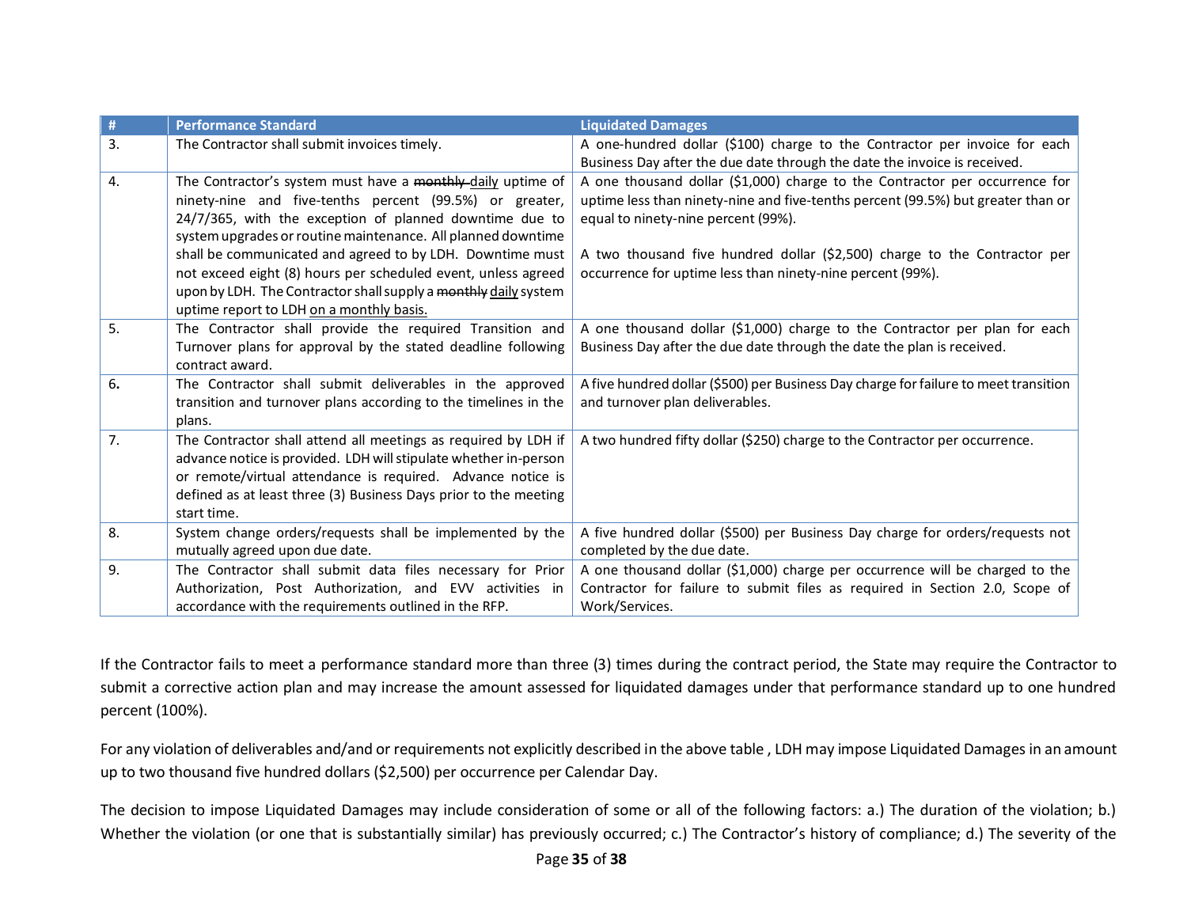| # | Performance Standard | Liquidated Damages |
|---|---|---|
| 3. | The Contractor shall submit invoices timely. | A one-hundred dollar ($100) charge to the Contractor per invoice for each Business Day after the due date through the date the invoice is received. |
| 4. | The Contractor's system must have a ~~monthly~~ daily uptime of ninety-nine and five-tenths percent (99.5%) or greater, 24/7/365, with the exception of planned downtime due to system upgrades or routine maintenance. All planned downtime shall be communicated and agreed to by LDH. Downtime must not exceed eight (8) hours per scheduled event, unless agreed upon by LDH. The Contractor shall supply a ~~monthly~~ daily system uptime report to LDH on a monthly basis. | A one thousand dollar ($1,000) charge to the Contractor per occurrence for uptime less than ninety-nine and five-tenths percent (99.5%) but greater than or equal to ninety-nine percent (99%).<br><br>A two thousand five hundred dollar ($2,500) charge to the Contractor per occurrence for uptime less than ninety-nine percent (99%). |
| 5. | The Contractor shall provide the required Transition and Turnover plans for approval by the stated deadline following contract award. | A one thousand dollar ($1,000) charge to the Contractor per plan for each Business Day after the due date through the date the plan is received. |
| 6. | The Contractor shall submit deliverables in the approved transition and turnover plans according to the timelines in the plans. | A five hundred dollar ($500) per Business Day charge for failure to meet transition and turnover plan deliverables. |
| 7. | The Contractor shall attend all meetings as required by LDH if advance notice is provided. LDH will stipulate whether in-person or remote/virtual attendance is required. Advance notice is defined as at least three (3) Business Days prior to the meeting start time. | A two hundred fifty dollar ($250) charge to the Contractor per occurrence. |
| 8. | System change orders/requests shall be implemented by the mutually agreed upon due date. | A five hundred dollar ($500) per Business Day charge for orders/requests not completed by the due date. |
| 9. | The Contractor shall submit data files necessary for Prior Authorization, Post Authorization, and EVV activities in accordance with the requirements outlined in the RFP. | A one thousand dollar ($1,000) charge per occurrence will be charged to the Contractor for failure to submit files as required in Section 2.0, Scope of Work/Services. |

If the Contractor fails to meet a performance standard more than three (3) times during the contract period, the State may require the Contractor to submit a corrective action plan and may increase the amount assessed for liquidated damages under that performance standard up to one hundred percent (100%).

For any violation of deliverables and/and or requirements not explicitly described in the above table , LDH may impose Liquidated Damages in an amount up to two thousand five hundred dollars ($2,500) per occurrence per Calendar Day.

The decision to impose Liquidated Damages may include consideration of some or all of the following factors: a.) The duration of the violation; b.) Whether the violation (or one that is substantially similar) has previously occurred; c.) The Contractor's history of compliance; d.) The severity of the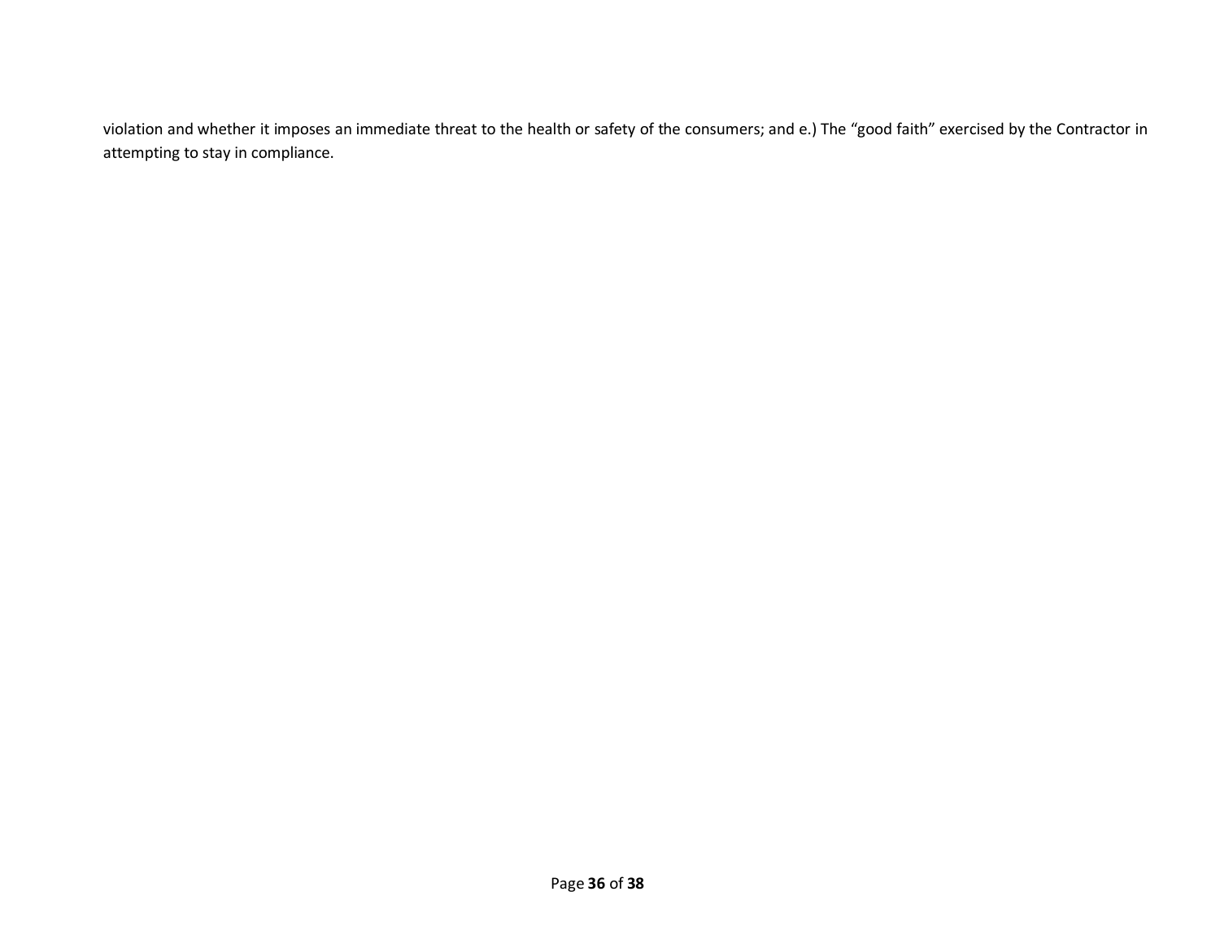violation and whether it imposes an immediate threat to the health or safety of the consumers; and e.) The “good faith” exercised by the Contractor in attempting to stay in compliance.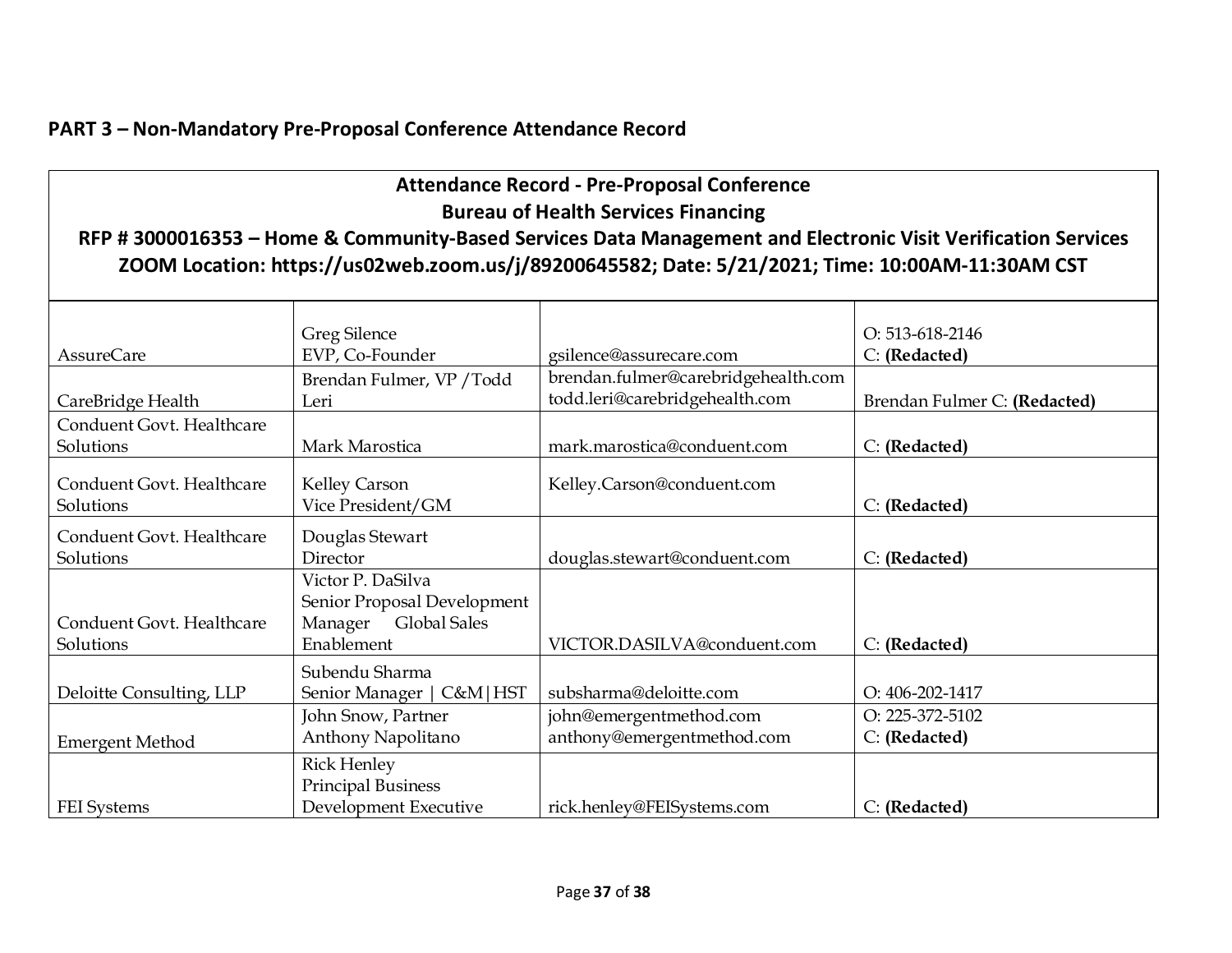## PART 3 – Non-Mandatory Pre-Proposal Conference Attendance Record

| **Attendance Record - Pre-Proposal Conference**<br>**Bureau of Health Services Financing**<br>**RFP # 3000016353 – Home & Community-Based Services Data Management and Electronic Visit Verification Services**<br>**ZOOM Location: https://us02web.zoom.us/j/89200645582; Date: 5/21/2021; Time: 10:00AM-11:30AM CST** | | | |
|---|---|---|---|
| AssureCare | Greg Silence<br>EVP, Co-Founder | gsilence@assurecare.com | O: 513-618-2146<br>C: **(Redacted)** |
| CareBridge Health | Brendan Fulmer, VP /Todd Leri | brendan.fulmer@carebridgehealth.com<br>todd.leri@carebridgehealth.com | Brendan Fulmer C: **(Redacted)** |
| Conduent Govt. Healthcare Solutions | Mark Marostica | mark.marostica@conduent.com | C: **(Redacted)** |
| Conduent Govt. Healthcare Solutions | Kelley Carson<br>Vice President/GM | Kelley.Carson@conduent.com | C: **(Redacted)** |
| Conduent Govt. Healthcare Solutions | Douglas Stewart<br>Director | douglas.stewart@conduent.com | C: **(Redacted)** |
| Conduent Govt. Healthcare Solutions | Victor P. DaSilva<br>Senior Proposal Development Manager Global Sales Enablement | VICTOR.DASILVA@conduent.com | C: **(Redacted)** |
| Deloitte Consulting, LLP | Subendu Sharma<br>Senior Manager \| C&M\|HST | subsharma@deloitte.com | O: 406-202-1417 |
| Emergent Method | John Snow, Partner<br>Anthony Napolitano | john@emergentmethod.com<br>anthony@emergentmethod.com | O: 225-372-5102<br>C: **(Redacted)** |
| FEI Systems | Rick Henley<br>Principal Business Development Executive | rick.henley@FEISystems.com | C: **(Redacted)** |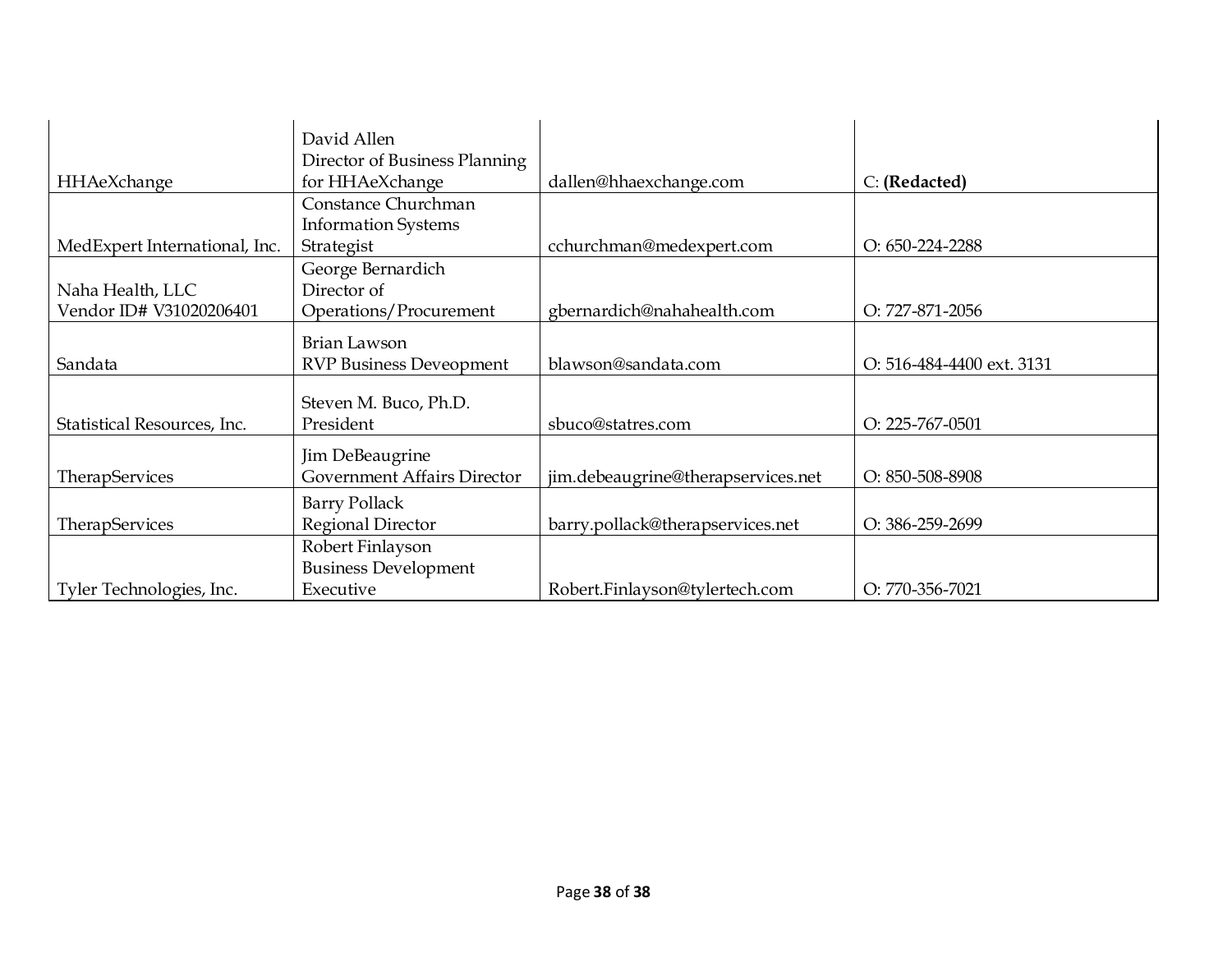| | | | |
|---|---|---|---|
| HHAeXchange | David Allen<br>Director of Business Planning for HHAeXchange | dallen@hhaexchange.com | C: **(Redacted)** |
| MedExpert International, Inc. | Constance Churchman<br>Information Systems Strategist | cchurchman@medexpert.com | O: 650-224-2288 |
| Naha Health, LLC<br>Vendor ID# V31020206401 | George Bernardich<br>Director of Operations/Procurement | gbernardich@nahahealth.com | O: 727-871-2056 |
| Sandata | Brian Lawson<br>RVP Business Deveopment | blawson@sandata.com | O: 516-484-4400 ext. 3131 |
| Statistical Resources, Inc. | Steven M. Buco, Ph.D.<br>President | sbuco@statres.com | O: 225-767-0501 |
| TherapServices | Jim DeBeaugrine<br>Government Affairs Director | jim.debeaugrine@therapservices.net | O: 850-508-8908 |
| TherapServices | Barry Pollack<br>Regional Director | barry.pollack@therapservices.net | O: 386-259-2699 |
| Tyler Technologies, Inc. | Robert Finlayson<br>Business Development Executive | Robert.Finlayson@tylertech.com | O: 770-356-7021 |